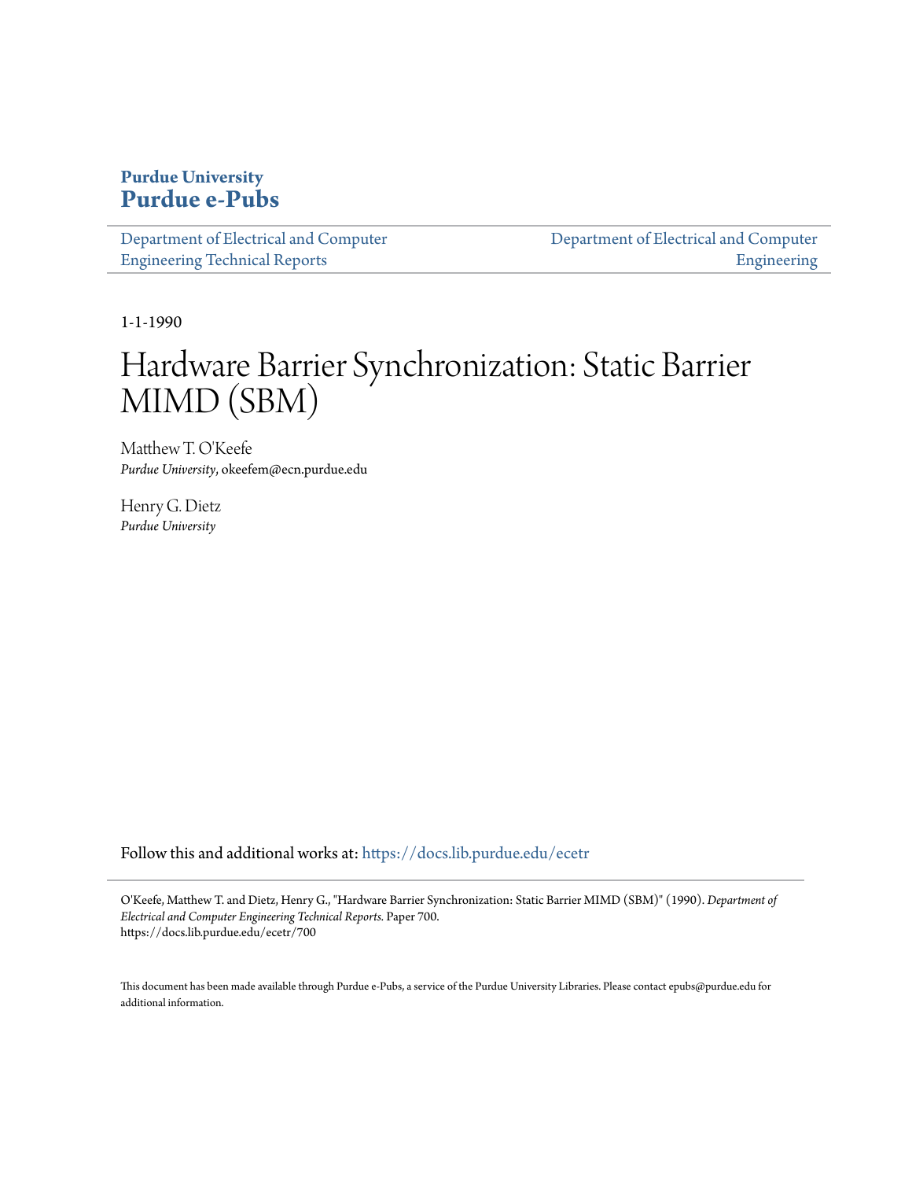**Purdue University**
**Purdue e-Pubs**

Department of Electrical and Computer Engineering Technical Reports | Department of Electrical and Computer Engineering

1-1-1990

# Hardware Barrier Synchronization: Static Barrier MIMD (SBM)

Matthew T. O'Keefe
*Purdue University*, okeefem@ecn.purdue.edu

Henry G. Dietz
*Purdue University*

Follow this and additional works at: https://docs.lib.purdue.edu/ecetr

O'Keefe, Matthew T. and Dietz, Henry G., "Hardware Barrier Synchronization: Static Barrier MIMD (SBM)" (1990). *Department of Electrical and Computer Engineering Technical Reports.* Paper 700.
https://docs.lib.purdue.edu/ecetr/700

This document has been made available through Purdue e-Pubs, a service of the Purdue University Libraries. Please contact epubs@purdue.edu for additional information.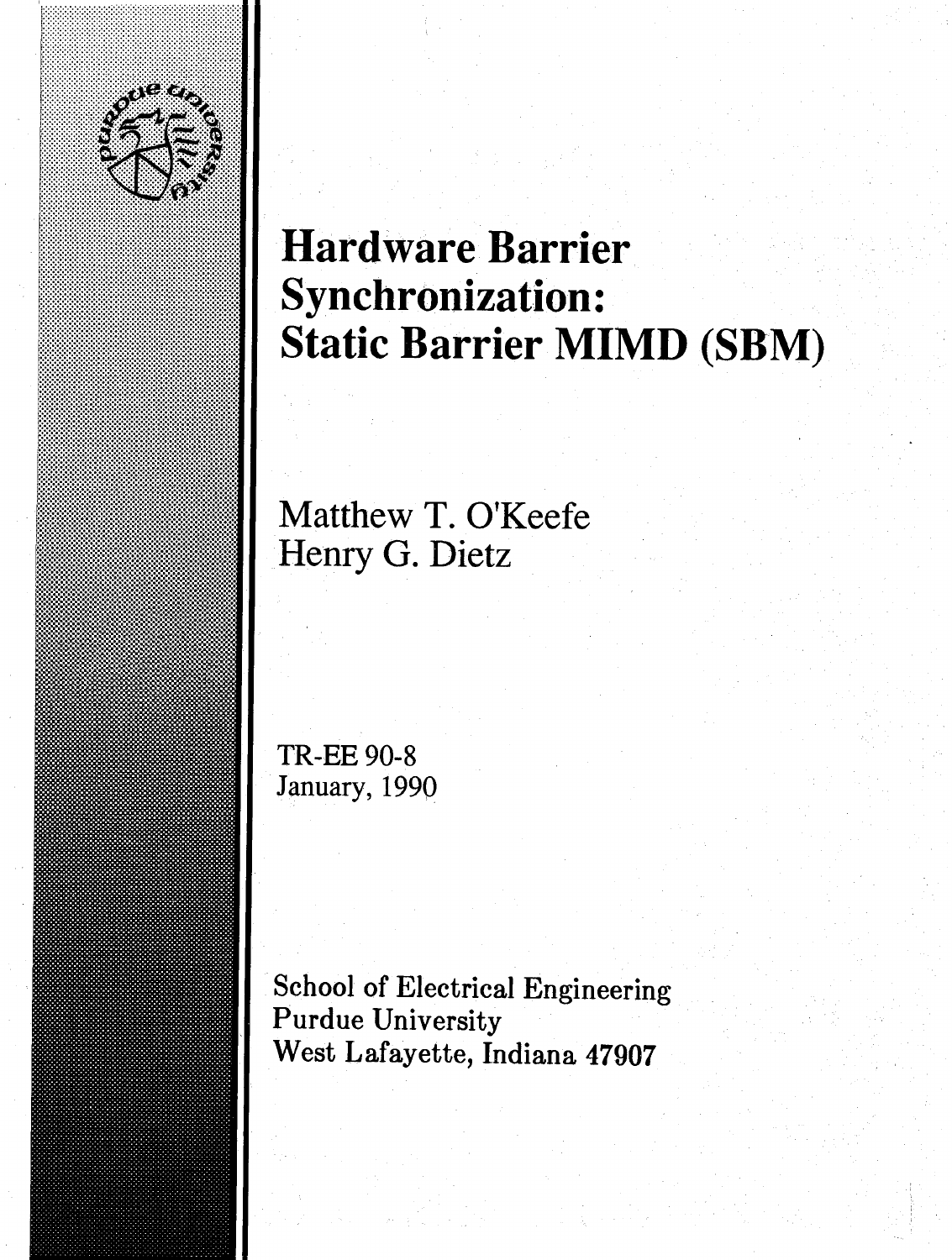# Hardware Barrier Synchronization: Static Barrier MIMD (SBM)

Matthew T. O'Keefe
Henry G. Dietz

TR-EE 90-8
January, 1990

School of Electrical Engineering
Purdue University
West Lafayette, Indiana 47907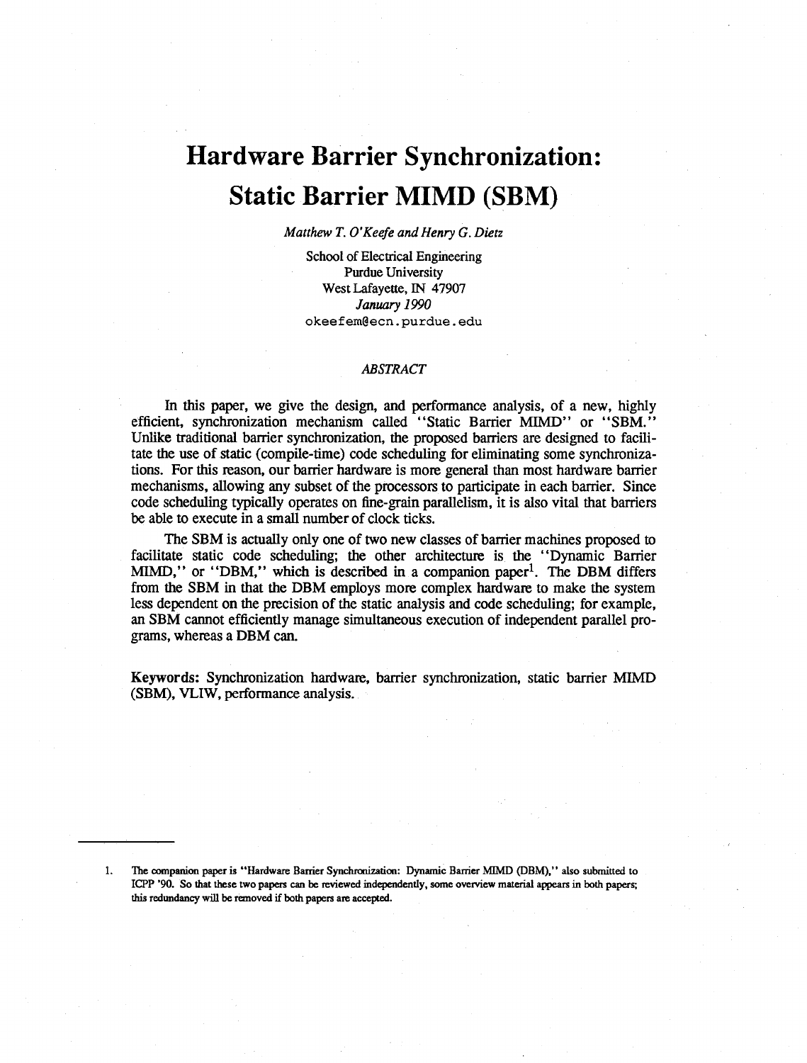# Hardware Barrier Synchronization: Static Barrier MIMD (SBM)

*Matthew T. O'Keefe and Henry G. Dietz*

School of Electrical Engineering
Purdue University
West Lafayette, IN 47907
*January 1990*
okeefem@ecn.purdue.edu

### *ABSTRACT*

In this paper, we give the design, and performance analysis, of a new, highly efficient, synchronization mechanism called "Static Barrier MIMD" or "SBM." Unlike traditional barrier synchronization, the proposed barriers are designed to facilitate the use of static (compile-time) code scheduling for eliminating some synchronizations. For this reason, our barrier hardware is more general than most hardware barrier mechanisms, allowing any subset of the processors to participate in each barrier. Since code scheduling typically operates on fine-grain parallelism, it is also vital that barriers be able to execute in a small number of clock ticks.

The SBM is actually only one of two new classes of barrier machines proposed to facilitate static code scheduling; the other architecture is the "Dynamic Barrier MIMD," or "DBM," which is described in a companion paper[1]. The DBM differs from the SBM in that the DBM employs more complex hardware to make the system less dependent on the precision of the static analysis and code scheduling; for example, an SBM cannot efficiently manage simultaneous execution of independent parallel programs, whereas a DBM can.

**Keywords:** Synchronization hardware, barrier synchronization, static barrier MIMD (SBM), VLIW, performance analysis.

---

1. The companion paper is "Hardware Barrier Synchronization: Dynamic Barrier MIMD (DBM)," also submitted to ICPP '90. So that these two papers can be reviewed independently, some overview material appears in both papers; this redundancy will be removed if both papers are accepted.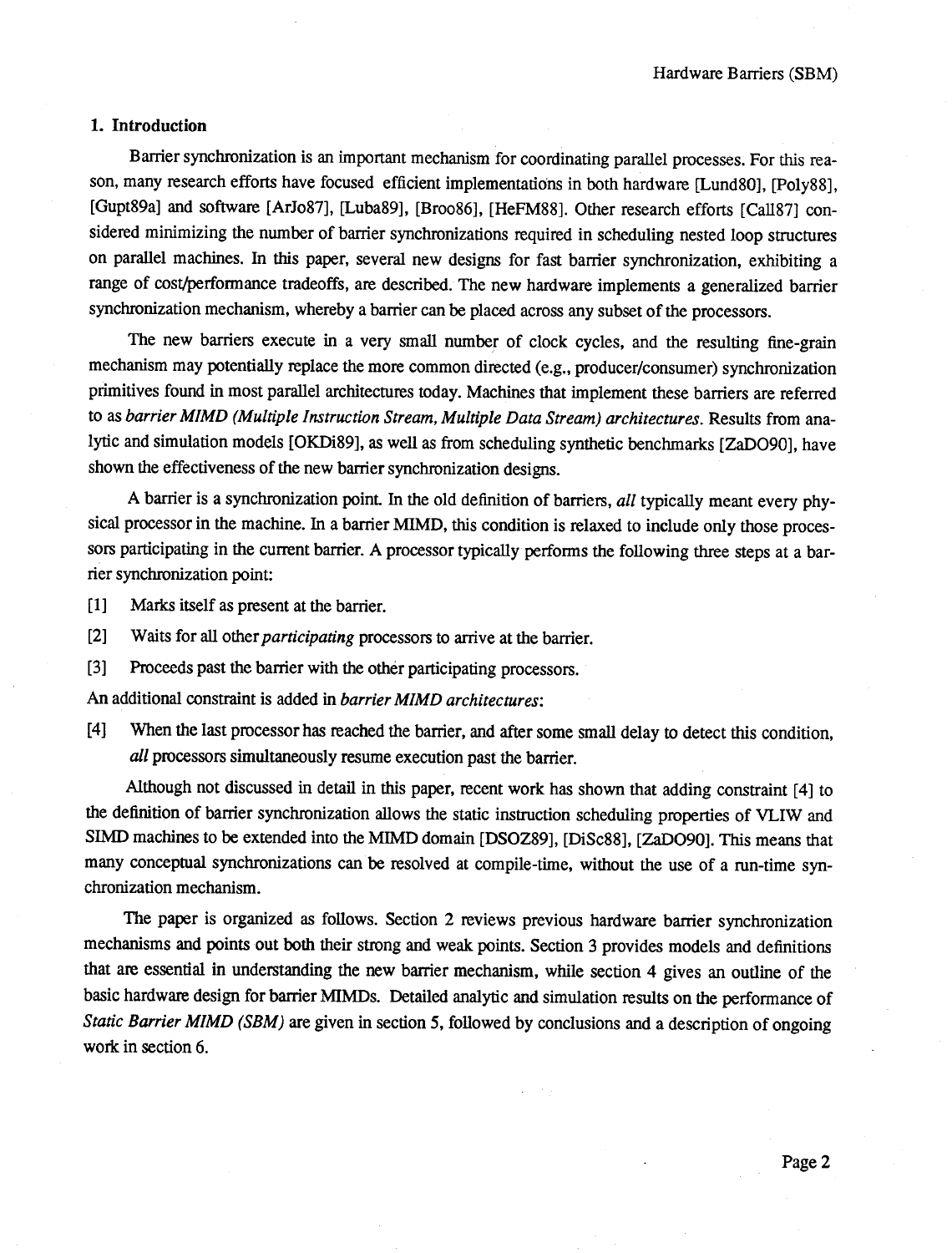## 1. Introduction

Barrier synchronization is an important mechanism for coordinating parallel processes. For this reason, many research efforts have focused efficient implementations in both hardware [Lund80], [Poly88], [Gupt89a] and software [ArJo87], [Luba89], [Broo86], [HeFM88]. Other research efforts [Call87] considered minimizing the number of barrier synchronizations required in scheduling nested loop structures on parallel machines. In this paper, several new designs for fast barrier synchronization, exhibiting a range of cost/performance tradeoffs, are described. The new hardware implements a generalized barrier synchronization mechanism, whereby a barrier can be placed across any subset of the processors.

The new barriers execute in a very small number of clock cycles, and the resulting fine-grain mechanism may potentially replace the more common directed (e.g., producer/consumer) synchronization primitives found in most parallel architectures today. Machines that implement these barriers are referred to as *barrier MIMD (Multiple Instruction Stream, Multiple Data Stream) architectures*. Results from analytic and simulation models [OKDi89], as well as from scheduling synthetic benchmarks [ZaDO90], have shown the effectiveness of the new barrier synchronization designs.

A barrier is a synchronization point. In the old definition of barriers, *all* typically meant every physical processor in the machine. In a barrier MIMD, this condition is relaxed to include only those processors participating in the current barrier. A processor typically performs the following three steps at a barrier synchronization point:

[1] Marks itself as present at the barrier.

[2] Waits for all other *participating* processors to arrive at the barrier.

[3] Proceeds past the barrier with the other participating processors.

An additional constraint is added in *barrier MIMD architectures*:

[4] When the last processor has reached the barrier, and after some small delay to detect this condition, *all* processors simultaneously resume execution past the barrier.

Although not discussed in detail in this paper, recent work has shown that adding constraint [4] to the definition of barrier synchronization allows the static instruction scheduling properties of VLIW and SIMD machines to be extended into the MIMD domain [DSOZ89], [DiSc88], [ZaDO90]. This means that many conceptual synchronizations can be resolved at compile-time, without the use of a run-time synchronization mechanism.

The paper is organized as follows. Section 2 reviews previous hardware barrier synchronization mechanisms and points out both their strong and weak points. Section 3 provides models and definitions that are essential in understanding the new barrier mechanism, while section 4 gives an outline of the basic hardware design for barrier MIMDs. Detailed analytic and simulation results on the performance of *Static Barrier MIMD (SBM)* are given in section 5, followed by conclusions and a description of ongoing work in section 6.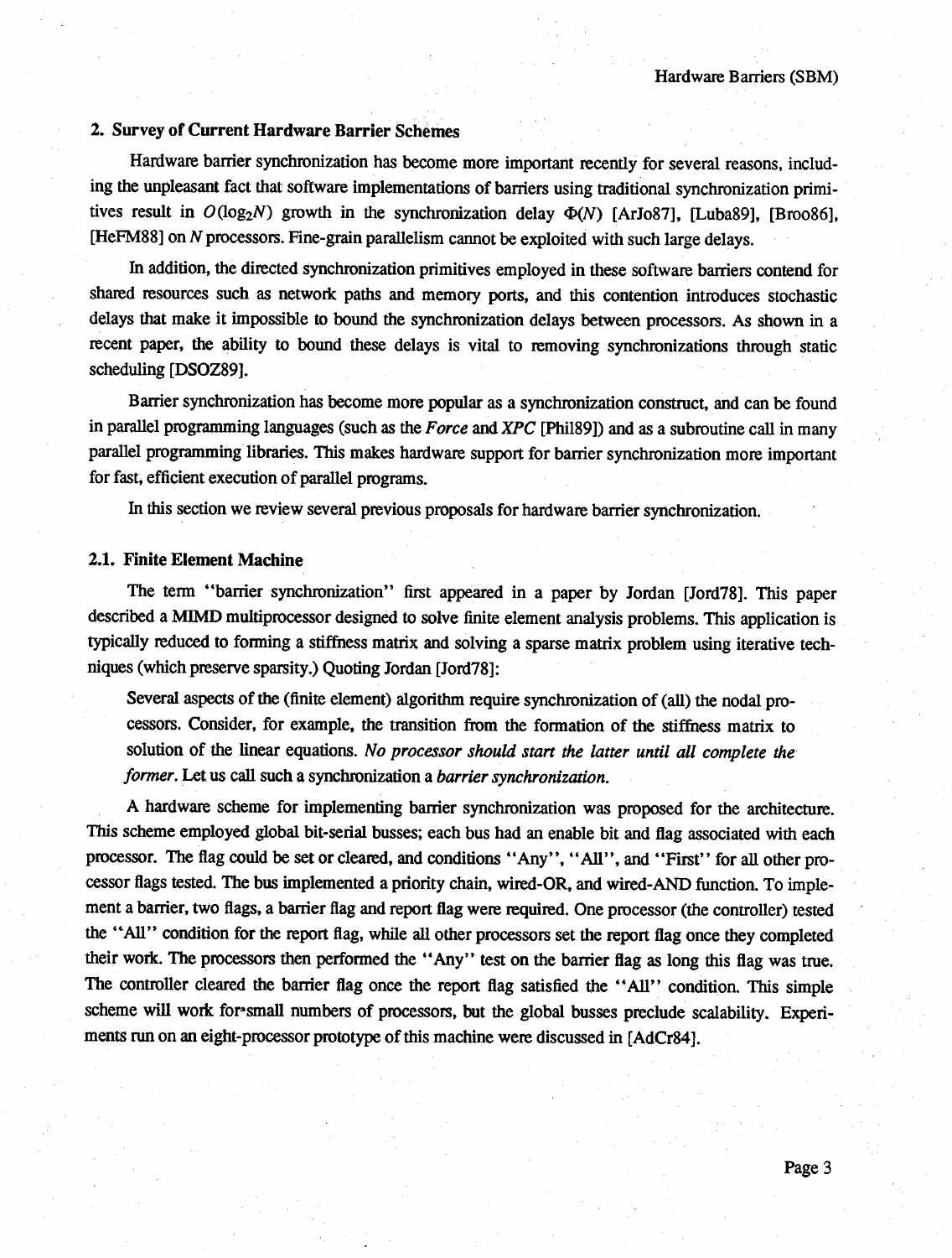## 2. Survey of Current Hardware Barrier Schemes

Hardware barrier synchronization has become more important recently for several reasons, including the unpleasant fact that software implementations of barriers using traditional synchronization primitives result in $O(\log_2 N)$ growth in the synchronization delay $\Phi(N)$ [ArJo87], [Luba89], [Broo86], [HeFM88] on $N$ processors. Fine-grain parallelism cannot be exploited with such large delays.

In addition, the directed synchronization primitives employed in these software barriers contend for shared resources such as network paths and memory ports, and this contention introduces stochastic delays that make it impossible to bound the synchronization delays between processors. As shown in a recent paper, the ability to bound these delays is vital to removing synchronizations through static scheduling [DSOZ89].

Barrier synchronization has become more popular as a synchronization construct, and can be found in parallel programming languages (such as the *Force* and *XPC* [Phil89]) and as a subroutine call in many parallel programming libraries. This makes hardware support for barrier synchronization more important for fast, efficient execution of parallel programs.

In this section we review several previous proposals for hardware barrier synchronization.

### 2.1. Finite Element Machine

The term "barrier synchronization" first appeared in a paper by Jordan [Jord78]. This paper described a MIMD multiprocessor designed to solve finite element analysis problems. This application is typically reduced to forming a stiffness matrix and solving a sparse matrix problem using iterative techniques (which preserve sparsity.) Quoting Jordan [Jord78]:

> Several aspects of the (finite element) algorithm require synchronization of (all) the nodal processors. Consider, for example, the transition from the formation of the stiffness matrix to solution of the linear equations. *No processor should start the latter until all complete the former*. Let us call such a synchronization a *barrier synchronization*.

A hardware scheme for implementing barrier synchronization was proposed for the architecture. This scheme employed global bit-serial busses; each bus had an enable bit and flag associated with each processor. The flag could be set or cleared, and conditions "Any", "All", and "First" for all other processor flags tested. The bus implemented a priority chain, wired-OR, and wired-AND function. To implement a barrier, two flags, a barrier flag and report flag were required. One processor (the controller) tested the "All" condition for the report flag, while all other processors set the report flag once they completed their work. The processors then performed the "Any" test on the barrier flag as long this flag was true. The controller cleared the barrier flag once the report flag satisfied the "All" condition. This simple scheme will work for small numbers of processors, but the global busses preclude scalability. Experiments run on an eight-processor prototype of this machine were discussed in [AdCr84].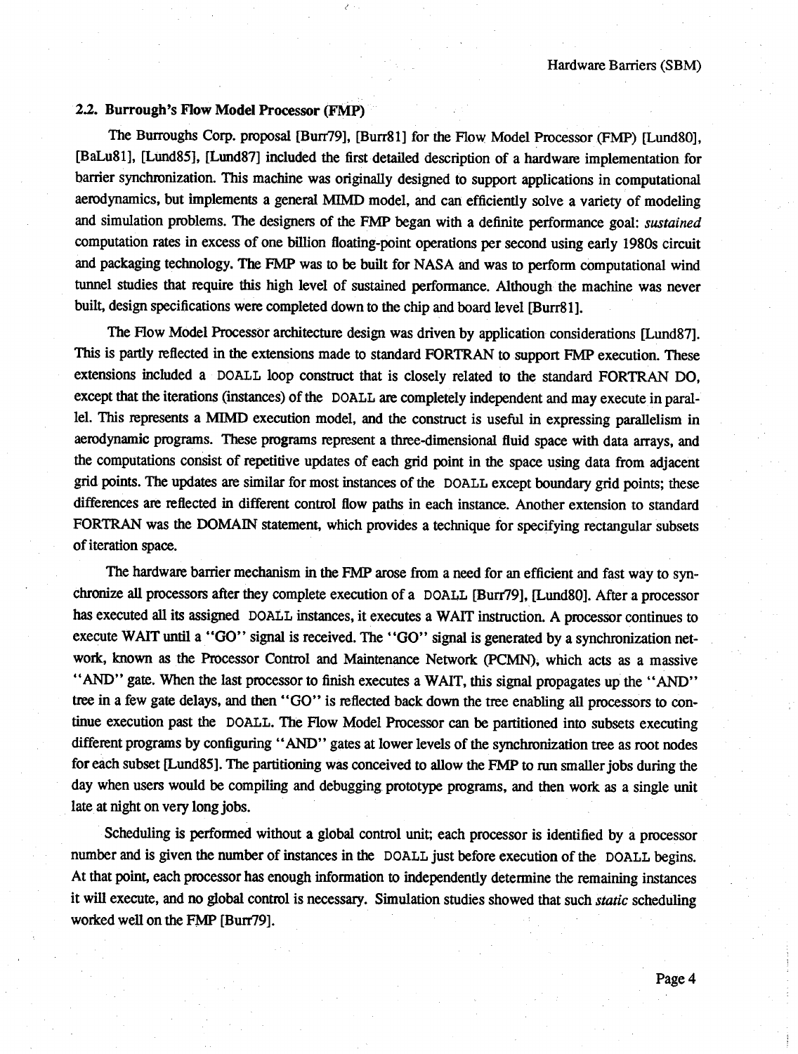### 2.2. Burrough's Flow Model Processor (FMP)

The Burroughs Corp. proposal [Burr79], [Burr81] for the Flow Model Processor (FMP) [Lund80], [BaLu81], [Lund85], [Lund87] included the first detailed description of a hardware implementation for barrier synchronization. This machine was originally designed to support applications in computational aerodynamics, but implements a general MIMD model, and can efficiently solve a variety of modeling and simulation problems. The designers of the FMP began with a definite performance goal: *sustained* computation rates in excess of one billion floating-point operations per second using early 1980s circuit and packaging technology. The FMP was to be built for NASA and was to perform computational wind tunnel studies that require this high level of sustained performance. Although the machine was never built, design specifications were completed down to the chip and board level [Burr81].

The Flow Model Processor architecture design was driven by application considerations [Lund87]. This is partly reflected in the extensions made to standard FORTRAN to support FMP execution. These extensions included a `DOALL` loop construct that is closely related to the standard FORTRAN DO, except that the iterations (instances) of the `DOALL` are completely independent and may execute in parallel. This represents a MIMD execution model, and the construct is useful in expressing parallelism in aerodynamic programs. These programs represent a three-dimensional fluid space with data arrays, and the computations consist of repetitive updates of each grid point in the space using data from adjacent grid points. The updates are similar for most instances of the `DOALL` except boundary grid points; these differences are reflected in different control flow paths in each instance. Another extension to standard FORTRAN was the DOMAIN statement, which provides a technique for specifying rectangular subsets of iteration space.

The hardware barrier mechanism in the FMP arose from a need for an efficient and fast way to synchronize all processors after they complete execution of a `DOALL` [Burr79], [Lund80]. After a processor has executed all its assigned `DOALL` instances, it executes a WAIT instruction. A processor continues to execute WAIT until a "GO" signal is received. The "GO" signal is generated by a synchronization network, known as the Processor Control and Maintenance Network (PCMN), which acts as a massive "AND" gate. When the last processor to finish executes a WAIT, this signal propagates up the "AND" tree in a few gate delays, and then "GO" is reflected back down the tree enabling all processors to continue execution past the `DOALL`. The Flow Model Processor can be partitioned into subsets executing different programs by configuring "AND" gates at lower levels of the synchronization tree as root nodes for each subset [Lund85]. The partitioning was conceived to allow the FMP to run smaller jobs during the day when users would be compiling and debugging prototype programs, and then work as a single unit late at night on very long jobs.

Scheduling is performed without a global control unit; each processor is identified by a processor number and is given the number of instances in the `DOALL` just before execution of the `DOALL` begins. At that point, each processor has enough information to independently determine the remaining instances it will execute, and no global control is necessary. Simulation studies showed that such *static* scheduling worked well on the FMP [Burr79].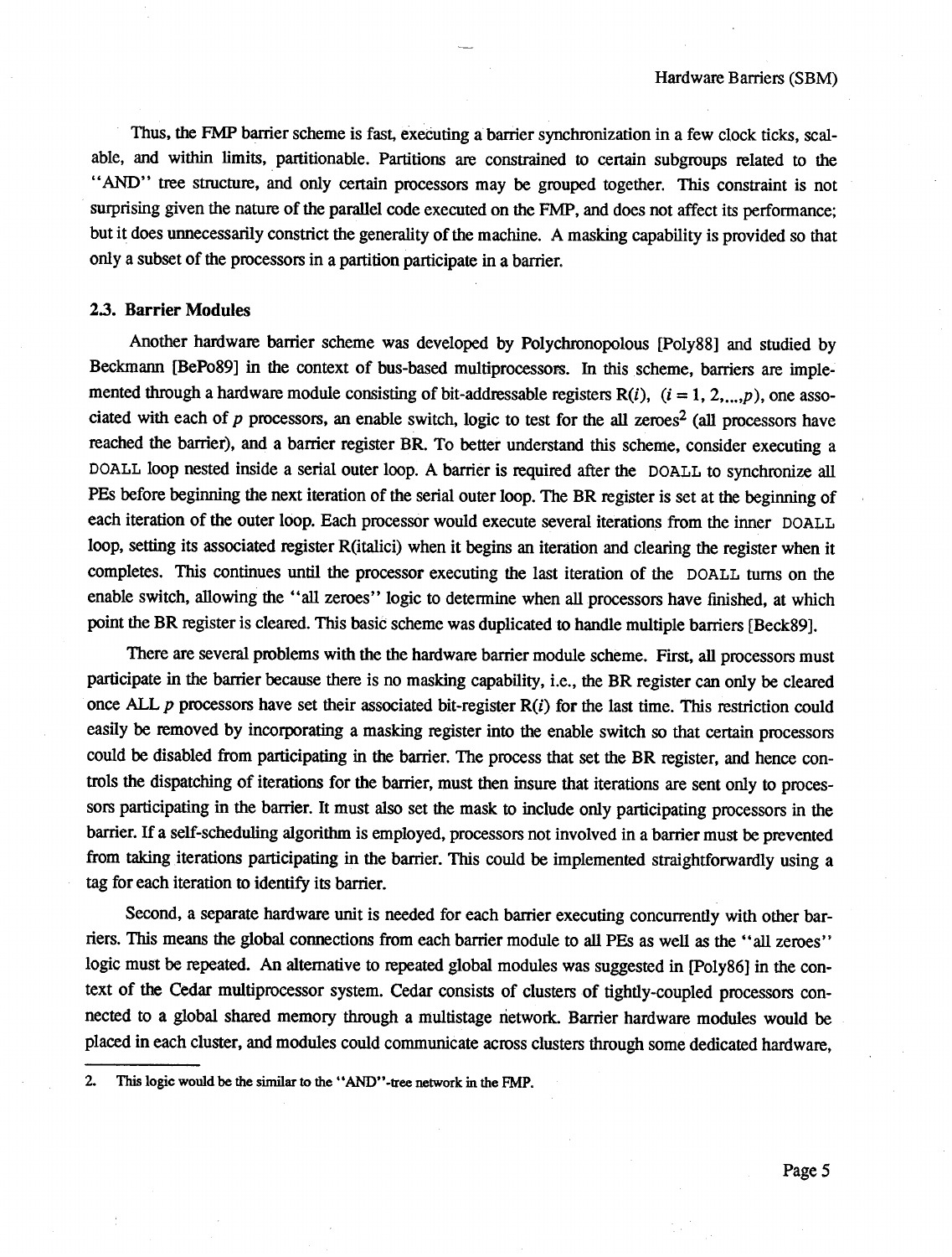Thus, the FMP barrier scheme is fast, executing a barrier synchronization in a few clock ticks, scalable, and within limits, partitionable. Partitions are constrained to certain subgroups related to the "AND" tree structure, and only certain processors may be grouped together. This constraint is not surprising given the nature of the parallel code executed on the FMP, and does not affect its performance; but it does unnecessarily constrict the generality of the machine. A masking capability is provided so that only a subset of the processors in a partition participate in a barrier.

## 2.3. Barrier Modules

Another hardware barrier scheme was developed by Polychronopolous [Poly88] and studied by Beckmann [BePo89] in the context of bus-based multiprocessors. In this scheme, barriers are implemented through a hardware module consisting of bit-addressable registers $R(i)$, $(i = 1, 2, ..., p)$, one associated with each of $p$ processors, an enable switch, logic to test for the all zeroes[2] (all processors have reached the barrier), and a barrier register BR. To better understand this scheme, consider executing a `DOALL` loop nested inside a serial outer loop. A barrier is required after the `DOALL` to synchronize all PEs before beginning the next iteration of the serial outer loop. The BR register is set at the beginning of each iteration of the outer loop. Each processor would execute several iterations from the inner `DOALL` loop, setting its associated register R(italici) when it begins an iteration and clearing the register when it completes. This continues until the processor executing the last iteration of the `DOALL` turns on the enable switch, allowing the "all zeroes" logic to determine when all processors have finished, at which point the BR register is cleared. This basic scheme was duplicated to handle multiple barriers [Beck89].

There are several problems with the the hardware barrier module scheme. First, all processors must participate in the barrier because there is no masking capability, i.e., the BR register can only be cleared once ALL $p$ processors have set their associated bit-register $R(i)$ for the last time. This restriction could easily be removed by incorporating a masking register into the enable switch so that certain processors could be disabled from participating in the barrier. The process that set the BR register, and hence controls the dispatching of iterations for the barrier, must then insure that iterations are sent only to processors participating in the barrier. It must also set the mask to include only participating processors in the barrier. If a self-scheduling algorithm is employed, processors not involved in a barrier must be prevented from taking iterations participating in the barrier. This could be implemented straightforwardly using a tag for each iteration to identify its barrier.

Second, a separate hardware unit is needed for each barrier executing concurrently with other barriers. This means the global connections from each barrier module to all PEs as well as the "all zeroes" logic must be repeated. An alternative to repeated global modules was suggested in [Poly86] in the context of the Cedar multiprocessor system. Cedar consists of clusters of tightly-coupled processors connected to a global shared memory through a multistage network. Barrier hardware modules would be placed in each cluster, and modules could communicate across clusters through some dedicated hardware,

---

2. This logic would be the similar to the "AND"-tree network in the FMP.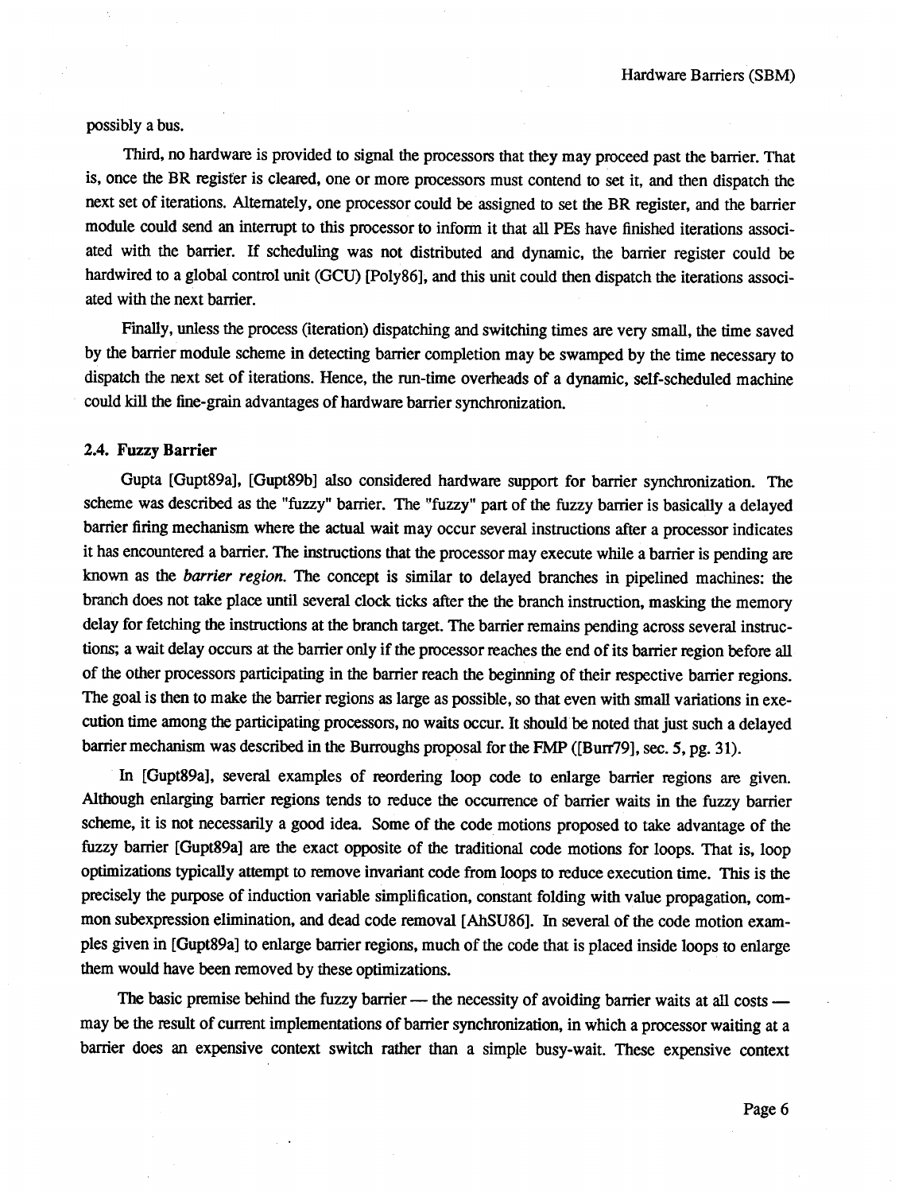possibly a bus.

Third, no hardware is provided to signal the processors that they may proceed past the barrier. That is, once the BR register is cleared, one or more processors must contend to set it, and then dispatch the next set of iterations. Alternately, one processor could be assigned to set the BR register, and the barrier module could send an interrupt to this processor to inform it that all PEs have finished iterations associated with the barrier. If scheduling was not distributed and dynamic, the barrier register could be hardwired to a global control unit (GCU) [Poly86], and this unit could then dispatch the iterations associated with the next barrier.

Finally, unless the process (iteration) dispatching and switching times are very small, the time saved by the barrier module scheme in detecting barrier completion may be swamped by the time necessary to dispatch the next set of iterations. Hence, the run-time overheads of a dynamic, self-scheduled machine could kill the fine-grain advantages of hardware barrier synchronization.

### 2.4. Fuzzy Barrier

Gupta [Gupt89a], [Gupt89b] also considered hardware support for barrier synchronization. The scheme was described as the "fuzzy" barrier. The "fuzzy" part of the fuzzy barrier is basically a delayed barrier firing mechanism where the actual wait may occur several instructions after a processor indicates it has encountered a barrier. The instructions that the processor may execute while a barrier is pending are known as the *barrier region*. The concept is similar to delayed branches in pipelined machines: the branch does not take place until several clock ticks after the the branch instruction, masking the memory delay for fetching the instructions at the branch target. The barrier remains pending across several instructions; a wait delay occurs at the barrier only if the processor reaches the end of its barrier region before all of the other processors participating in the barrier reach the beginning of their respective barrier regions. The goal is then to make the barrier regions as large as possible, so that even with small variations in execution time among the participating processors, no waits occur. It should be noted that just such a delayed barrier mechanism was described in the Burroughs proposal for the FMP ([Burr79], sec. 5, pg. 31).

In [Gupt89a], several examples of reordering loop code to enlarge barrier regions are given. Although enlarging barrier regions tends to reduce the occurrence of barrier waits in the fuzzy barrier scheme, it is not necessarily a good idea. Some of the code motions proposed to take advantage of the fuzzy barrier [Gupt89a] are the exact opposite of the traditional code motions for loops. That is, loop optimizations typically attempt to remove invariant code from loops to reduce execution time. This is the precisely the purpose of induction variable simplification, constant folding with value propagation, common subexpression elimination, and dead code removal [AhSU86]. In several of the code motion examples given in [Gupt89a] to enlarge barrier regions, much of the code that is placed inside loops to enlarge them would have been removed by these optimizations.

The basic premise behind the fuzzy barrier — the necessity of avoiding barrier waits at all costs — may be the result of current implementations of barrier synchronization, in which a processor waiting at a barrier does an expensive context switch rather than a simple busy-wait. These expensive context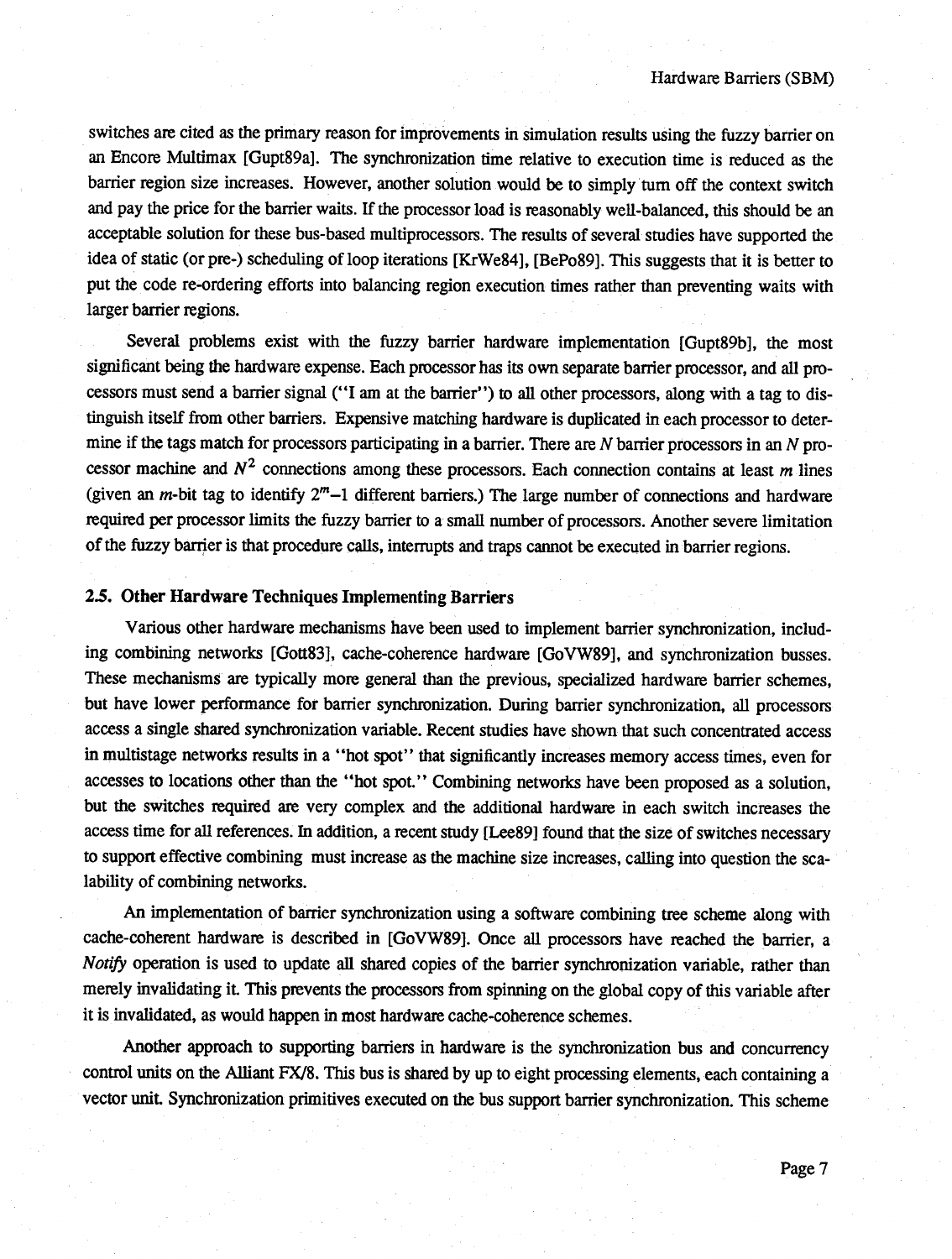switches are cited as the primary reason for improvements in simulation results using the fuzzy barrier on an Encore Multimax [Gupt89a]. The synchronization time relative to execution time is reduced as the barrier region size increases. However, another solution would be to simply turn off the context switch and pay the price for the barrier waits. If the processor load is reasonably well-balanced, this should be an acceptable solution for these bus-based multiprocessors. The results of several studies have supported the idea of static (or pre-) scheduling of loop iterations [KrWe84], [BePo89]. This suggests that it is better to put the code re-ordering efforts into balancing region execution times rather than preventing waits with larger barrier regions.

Several problems exist with the fuzzy barrier hardware implementation [Gupt89b], the most significant being the hardware expense. Each processor has its own separate barrier processor, and all processors must send a barrier signal ("I am at the barrier") to all other processors, along with a tag to distinguish itself from other barriers. Expensive matching hardware is duplicated in each processor to determine if the tags match for processors participating in a barrier. There are $N$ barrier processors in an $N$ processor machine and $N^2$ connections among these processors. Each connection contains at least $m$ lines (given an $m$-bit tag to identify $2^m-1$ different barriers.) The large number of connections and hardware required per processor limits the fuzzy barrier to a small number of processors. Another severe limitation of the fuzzy barrier is that procedure calls, interrupts and traps cannot be executed in barrier regions.

## 2.5. Other Hardware Techniques Implementing Barriers

Various other hardware mechanisms have been used to implement barrier synchronization, including combining networks [Gott83], cache-coherence hardware [GoVW89], and synchronization busses. These mechanisms are typically more general than the previous, specialized hardware barrier schemes, but have lower performance for barrier synchronization. During barrier synchronization, all processors access a single shared synchronization variable. Recent studies have shown that such concentrated access in multistage networks results in a "hot spot" that significantly increases memory access times, even for accesses to locations other than the "hot spot." Combining networks have been proposed as a solution, but the switches required are very complex and the additional hardware in each switch increases the access time for all references. In addition, a recent study [Lee89] found that the size of switches necessary to support effective combining must increase as the machine size increases, calling into question the scalability of combining networks.

An implementation of barrier synchronization using a software combining tree scheme along with cache-coherent hardware is described in [GoVW89]. Once all processors have reached the barrier, a *Notify* operation is used to update all shared copies of the barrier synchronization variable, rather than merely invalidating it. This prevents the processors from spinning on the global copy of this variable after it is invalidated, as would happen in most hardware cache-coherence schemes.

Another approach to supporting barriers in hardware is the synchronization bus and concurrency control units on the Alliant FX/8. This bus is shared by up to eight processing elements, each containing a vector unit. Synchronization primitives executed on the bus support barrier synchronization. This scheme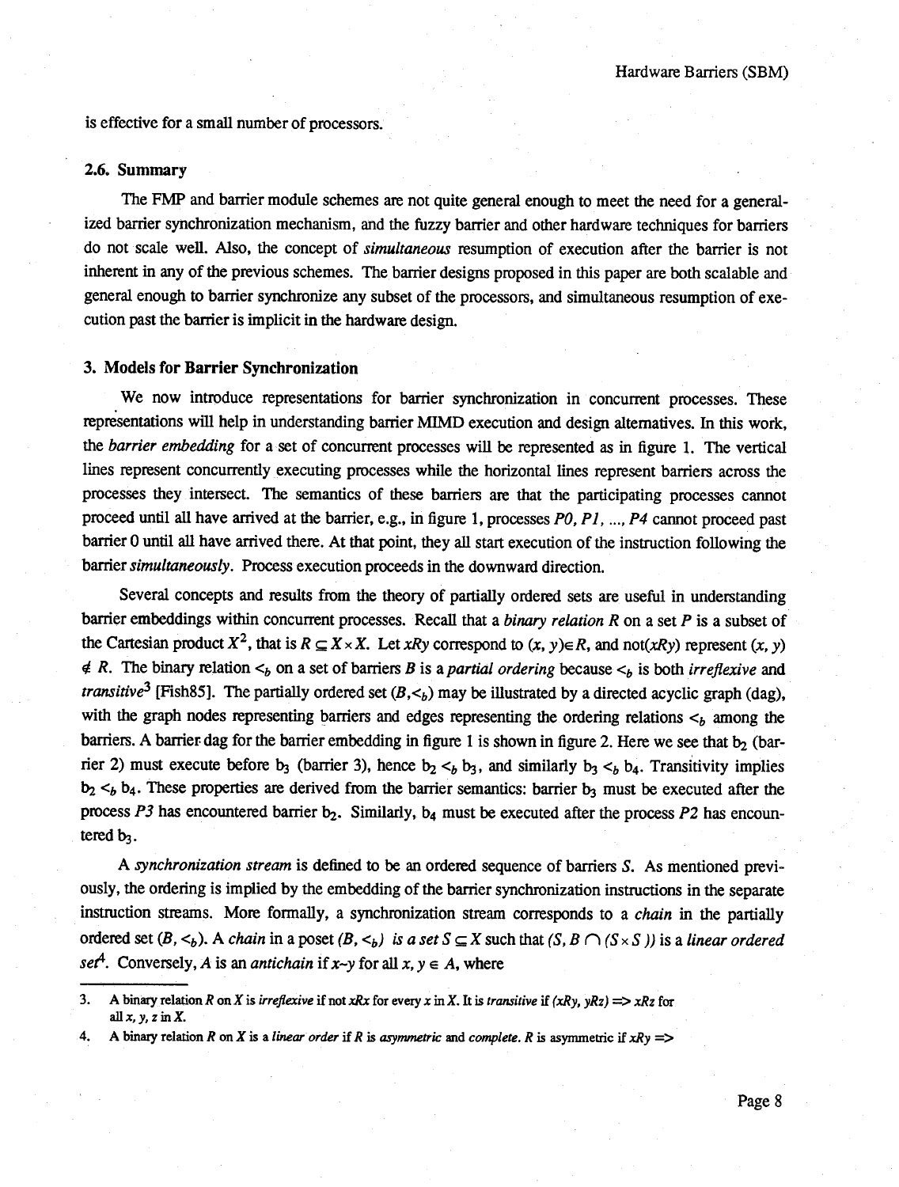is effective for a small number of processors.

### 2.6. Summary

The FMP and barrier module schemes are not quite general enough to meet the need for a generalized barrier synchronization mechanism, and the fuzzy barrier and other hardware techniques for barriers do not scale well. Also, the concept of *simultaneous* resumption of execution after the barrier is not inherent in any of the previous schemes. The barrier designs proposed in this paper are both scalable and general enough to barrier synchronize any subset of the processors, and simultaneous resumption of execution past the barrier is implicit in the hardware design.

## 3. Models for Barrier Synchronization

We now introduce representations for barrier synchronization in concurrent processes. These representations will help in understanding barrier MIMD execution and design alternatives. In this work, the *barrier embedding* for a set of concurrent processes will be represented as in figure 1. The vertical lines represent concurrently executing processes while the horizontal lines represent barriers across the processes they intersect. The semantics of these barriers are that the participating processes cannot proceed until all have arrived at the barrier, e.g., in figure 1, processes *P0, P1, ..., P4* cannot proceed past barrier 0 until all have arrived there. At that point, they all start execution of the instruction following the barrier *simultaneously*. Process execution proceeds in the downward direction.

Several concepts and results from the theory of partially ordered sets are useful in understanding barrier embeddings within concurrent processes. Recall that a *binary relation* $R$ on a set $P$ is a subset of the Cartesian product $X^2$, that is $R \subseteq X \times X$. Let $xRy$ correspond to $(x, y) \in R$, and not($xRy$) represent $(x, y) \notin R$. The binary relation $<_b$ on a set of barriers $B$ is a *partial ordering* because $<_b$ is both *irreflexive* and *transitive*[3] [Fish85]. The partially ordered set $(B, <_b)$ may be illustrated by a directed acyclic graph (dag), with the graph nodes representing barriers and edges representing the ordering relations $<_b$ among the barriers. A barrier dag for the barrier embedding in figure 1 is shown in figure 2. Here we see that $b_2$ (barrier 2) must execute before $b_3$ (barrier 3), hence $b_2 <_b b_3$, and similarly $b_3 <_b b_4$. Transitivity implies $b_2 <_b b_4$. These properties are derived from the barrier semantics: barrier $b_3$ must be executed after the process *P3* has encountered barrier $b_2$. Similarly, $b_4$ must be executed after the process *P2* has encountered $b_3$.

A *synchronization stream* is defined to be an ordered sequence of barriers $S$. As mentioned previously, the ordering is implied by the embedding of the barrier synchronization instructions in the separate instruction streams. More formally, a synchronization stream corresponds to a *chain* in the partially ordered set $(B, <_b)$. A *chain* in a poset $(B, <_b)$ *is a set* $S \subseteq X$ such that $(S, B \cap (S \times S))$ is a *linear ordered set*[4]. Conversely, $A$ is an *antichain* if $x \sim y$ for all $x, y \in A$, where

---

3. A binary relation $R$ on $X$ is *irreflexive* if not $xRx$ for every $x$ in $X$. It is *transitive* if $(xRy, yRz) \Rightarrow xRz$ for all $x, y, z$ in $X$.

4. A binary relation $R$ on $X$ is a *linear order* if $R$ is *asymmetric* and *complete*. $R$ is asymmetric if $xRy \Rightarrow$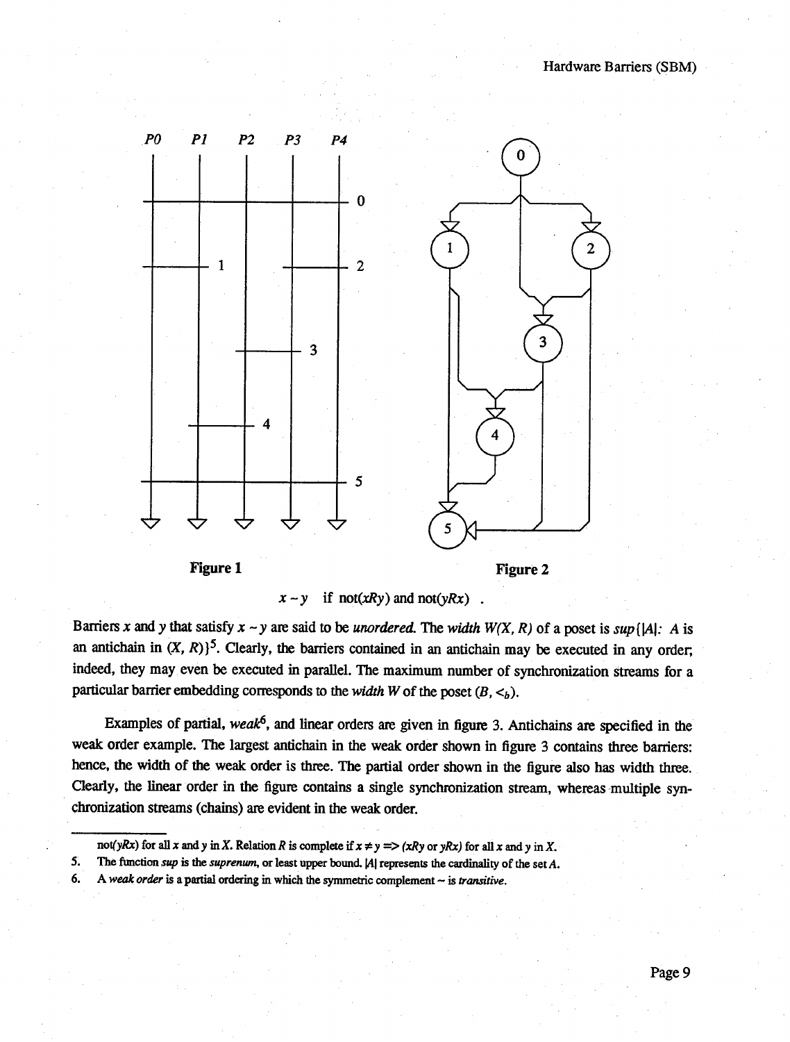Figure 1

Figure 2

$$x \sim y \quad \text{if not}(xRy) \text{ and not}(yRx) \quad .$$

Barriers $x$ and $y$ that satisfy $x \sim y$ are said to be *unordered.* The *width* $W(X, R)$ of a poset is $sup\{|A|: A$ is an antichain in $(X, R)\}$[5]. Clearly, the barriers contained in an antichain may be executed in any order; indeed, they may even be executed in parallel. The maximum number of synchronization streams for a particular barrier embedding corresponds to the *width* $W$ of the poset $(B, <_b)$.

Examples of partial, *weak*[6], and linear orders are given in figure 3. Antichains are specified in the weak order example. The largest antichain in the weak order shown in figure 3 contains three barriers: hence, the width of the weak order is three. The partial order shown in the figure also has width three. Clearly, the linear order in the figure contains a single synchronization stream, whereas multiple synchronization streams (chains) are evident in the weak order.

---

not($yRx$) for all $x$ and $y$ in $X$. Relation $R$ is complete if $x \neq y \Rightarrow (xRy$ or $yRx)$ for all $x$ and $y$ in $X$.

5. The function *sup* is the *suprenum*, or least upper bound. $|A|$ represents the cardinality of the set $A$.
6. A *weak order* is a partial ordering in which the symmetric complement $\sim$ is *transitive*.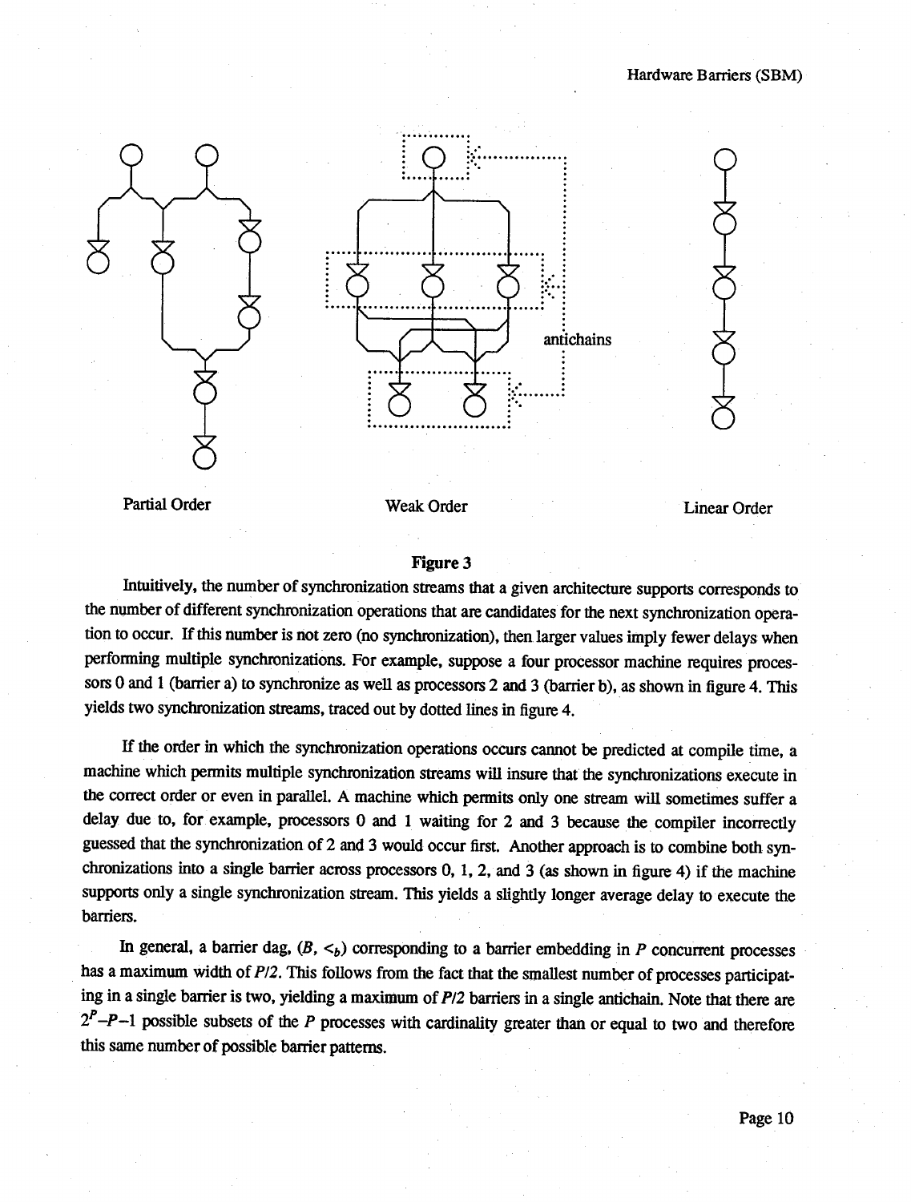Partial Order

Weak Order

Linear Order

antichains

**Figure 3**

Intuitively, the number of synchronization streams that a given architecture supports corresponds to the number of different synchronization operations that are candidates for the next synchronization operation to occur. If this number is not zero (no synchronization), then larger values imply fewer delays when performing multiple synchronizations. For example, suppose a four processor machine requires processors 0 and 1 (barrier a) to synchronize as well as processors 2 and 3 (barrier b), as shown in figure 4. This yields two synchronization streams, traced out by dotted lines in figure 4.

If the order in which the synchronization operations occurs cannot be predicted at compile time, a machine which permits multiple synchronization streams will insure that the synchronizations execute in the correct order or even in parallel. A machine which permits only one stream will sometimes suffer a delay due to, for example, processors 0 and 1 waiting for 2 and 3 because the compiler incorrectly guessed that the synchronization of 2 and 3 would occur first. Another approach is to combine both synchronizations into a single barrier across processors 0, 1, 2, and 3 (as shown in figure 4) if the machine supports only a single synchronization stream. This yields a slightly longer average delay to execute the barriers.

In general, a barrier dag, $(B, <_b)$ corresponding to a barrier embedding in $P$ concurrent processes has a maximum width of $P/2$. This follows from the fact that the smallest number of processes participating in a single barrier is two, yielding a maximum of $P/2$ barriers in a single antichain. Note that there are $2^P-P-1$ possible subsets of the $P$ processes with cardinality greater than or equal to two and therefore this same number of possible barrier patterns.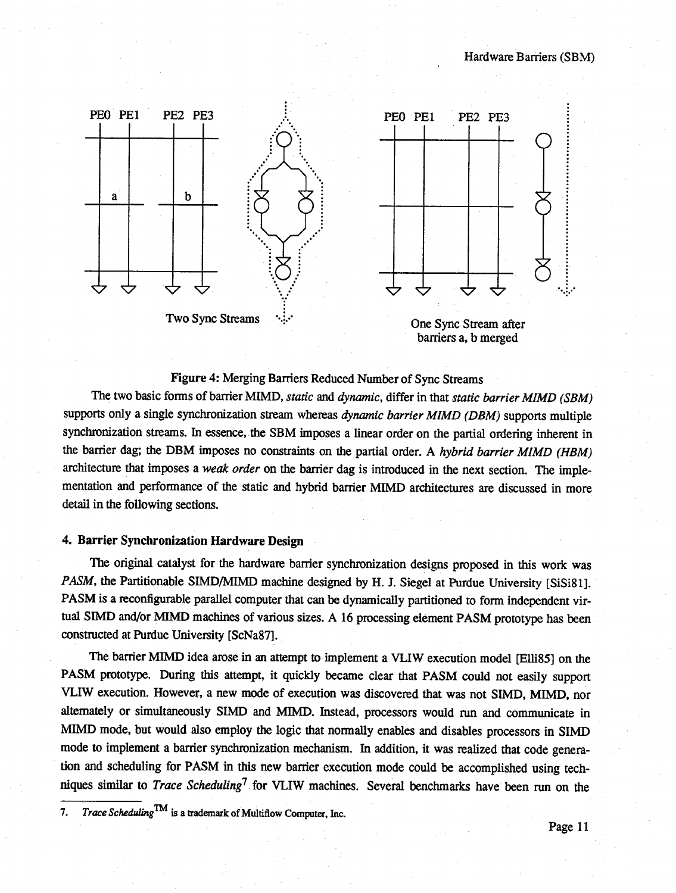Figure 4: Merging Barriers Reduced Number of Sync Streams

The two basic forms of barrier MIMD, *static* and *dynamic*, differ in that *static barrier MIMD (SBM)* supports only a single synchronization stream whereas *dynamic barrier MIMD (DBM)* supports multiple synchronization streams. In essence, the SBM imposes a linear order on the partial ordering inherent in the barrier dag; the DBM imposes no constraints on the partial order. A *hybrid barrier MIMD (HBM)* architecture that imposes a *weak order* on the barrier dag is introduced in the next section. The implementation and performance of the static and hybrid barrier MIMD architectures are discussed in more detail in the following sections.

## 4. Barrier Synchronization Hardware Design

The original catalyst for the hardware barrier synchronization designs proposed in this work was *PASM*, the Partitionable SIMD/MIMD machine designed by H. J. Siegel at Purdue University [SiSi81]. PASM is a reconfigurable parallel computer that can be dynamically partitioned to form independent virtual SIMD and/or MIMD machines of various sizes. A 16 processing element PASM prototype has been constructed at Purdue University [ScNa87].

The barrier MIMD idea arose in an attempt to implement a VLIW execution model [Elli85] on the PASM prototype. During this attempt, it quickly became clear that PASM could not easily support VLIW execution. However, a new mode of execution was discovered that was not SIMD, MIMD, nor alternately or simultaneously SIMD and MIMD. Instead, processors would run and communicate in MIMD mode, but would also employ the logic that normally enables and disables processors in SIMD mode to implement a barrier synchronization mechanism. In addition, it was realized that code generation and scheduling for PASM in this new barrier execution mode could be accomplished using techniques similar to *Trace Scheduling*[7] for VLIW machines. Several benchmarks have been run on the

7. *Trace Scheduling*™ is a trademark of Multiflow Computer, Inc.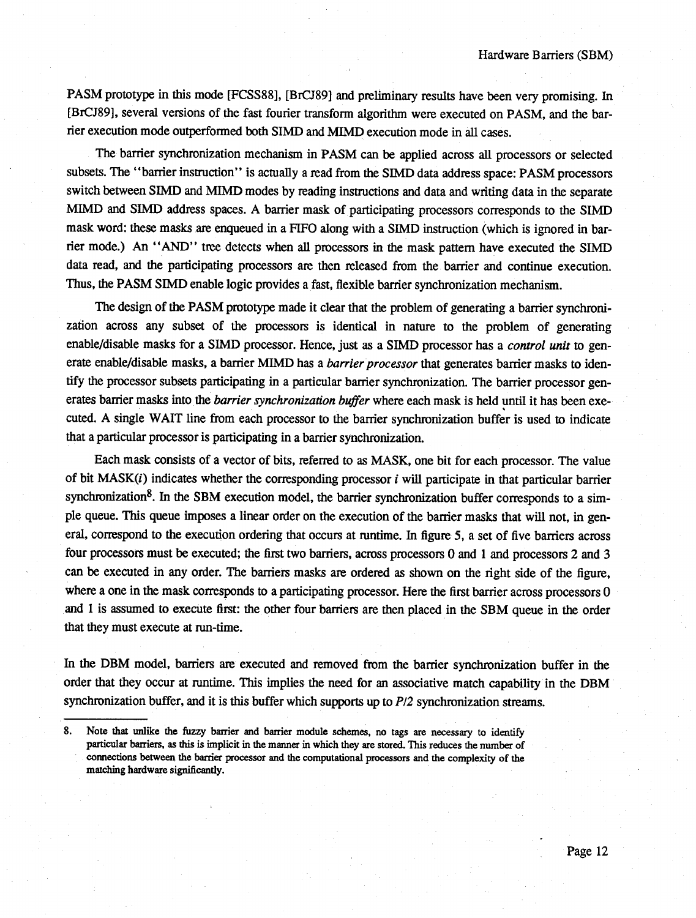PASM prototype in this mode [FCSS88], [BrCJ89] and preliminary results have been very promising. In [BrCJ89], several versions of the fast fourier transform algorithm were executed on PASM, and the barrier execution mode outperformed both SIMD and MIMD execution mode in all cases.

The barrier synchronization mechanism in PASM can be applied across all processors or selected subsets. The "barrier instruction" is actually a read from the SIMD data address space: PASM processors switch between SIMD and MIMD modes by reading instructions and data and writing data in the separate MIMD and SIMD address spaces. A barrier mask of participating processors corresponds to the SIMD mask word: these masks are enqueued in a FIFO along with a SIMD instruction (which is ignored in barrier mode.) An "AND" tree detects when all processors in the mask pattern have executed the SIMD data read, and the participating processors are then released from the barrier and continue execution. Thus, the PASM SIMD enable logic provides a fast, flexible barrier synchronization mechanism.

The design of the PASM prototype made it clear that the problem of generating a barrier synchronization across any subset of the processors is identical in nature to the problem of generating enable/disable masks for a SIMD processor. Hence, just as a SIMD processor has a *control unit* to generate enable/disable masks, a barrier MIMD has a *barrier processor* that generates barrier masks to identify the processor subsets participating in a particular barrier synchronization. The barrier processor generates barrier masks into the *barrier synchronization buffer* where each mask is held until it has been executed. A single WAIT line from each processor to the barrier synchronization buffer is used to indicate that a particular processor is participating in a barrier synchronization.

Each mask consists of a vector of bits, referred to as MASK, one bit for each processor. The value of bit MASK($i$) indicates whether the corresponding processor $i$ will participate in that particular barrier synchronization[8]. In the SBM execution model, the barrier synchronization buffer corresponds to a simple queue. This queue imposes a linear order on the execution of the barrier masks that will not, in general, correspond to the execution ordering that occurs at runtime. In figure 5, a set of five barriers across four processors must be executed; the first two barriers, across processors 0 and 1 and processors 2 and 3 can be executed in any order. The barriers masks are ordered as shown on the right side of the figure, where a one in the mask corresponds to a participating processor. Here the first barrier across processors 0 and 1 is assumed to execute first: the other four barriers are then placed in the SBM queue in the order that they must execute at run-time.

In the DBM model, barriers are executed and removed from the barrier synchronization buffer in the order that they occur at runtime. This implies the need for an associative match capability in the DBM synchronization buffer, and it is this buffer which supports up to $P/2$ synchronization streams.

8. Note that unlike the fuzzy barrier and barrier module schemes, no tags are necessary to identify particular barriers, as this is implicit in the manner in which they are stored. This reduces the number of connections between the barrier processor and the computational processors and the complexity of the matching hardware significantly.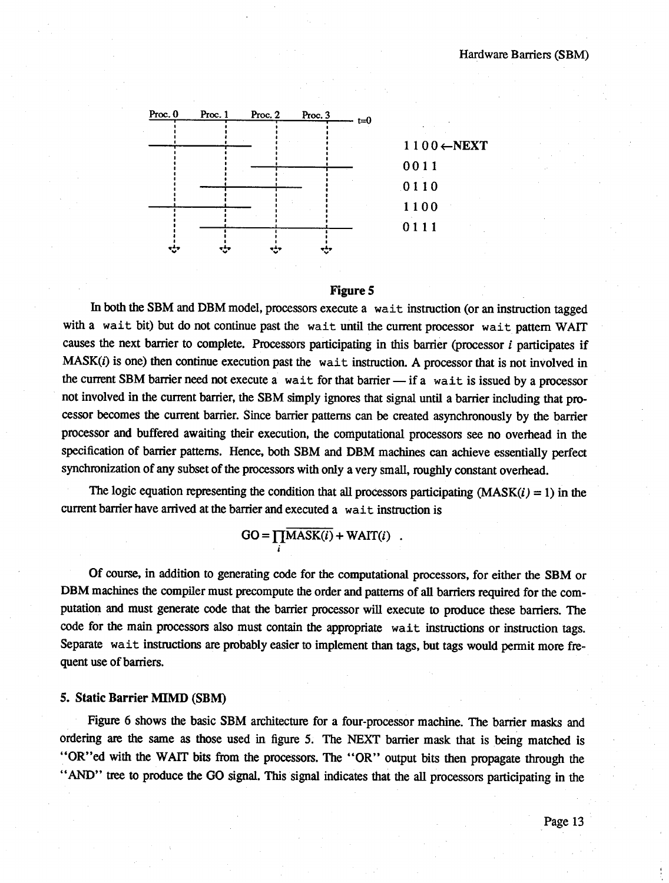1100←NEXT
0011
0110
1100
0111

**Figure 5**

In both the SBM and DBM model, processors execute a `wait` instruction (or an instruction tagged with a `wait` bit) but do not continue past the `wait` until the current processor `wait` pattern WAIT causes the next barrier to complete. Processors participating in this barrier (processor $i$ participates if MASK($i$) is one) then continue execution past the `wait` instruction. A processor that is not involved in the current SBM barrier need not execute a `wait` for that barrier — if a `wait` is issued by a processor not involved in the current barrier, the SBM simply ignores that signal until a barrier including that processor becomes the current barrier. Since barrier patterns can be created asynchronously by the barrier processor and buffered awaiting their execution, the computational processors see no overhead in the specification of barrier patterns. Hence, both SBM and DBM machines can achieve essentially perfect synchronization of any subset of the processors with only a very small, roughly constant overhead.

The logic equation representing the condition that all processors participating (MASK($i$) = 1) in the current barrier have arrived at the barrier and executed a `wait` instruction is

$$\text{GO} = \prod_i \overline{\text{MASK}(i)} + \text{WAIT}(i) \quad .$$

Of course, in addition to generating code for the computational processors, for either the SBM or DBM machines the compiler must precompute the order and patterns of all barriers required for the computation and must generate code that the barrier processor will execute to produce these barriers. The code for the main processors also must contain the appropriate `wait` instructions or instruction tags. Separate `wait` instructions are probably easier to implement than tags, but tags would permit more frequent use of barriers.

## 5. Static Barrier MIMD (SBM)

Figure 6 shows the basic SBM architecture for a four-processor machine. The barrier masks and ordering are the same as those used in figure 5. The NEXT barrier mask that is being matched is "OR"ed with the WAIT bits from the processors. The "OR" output bits then propagate through the "AND" tree to produce the GO signal. This signal indicates that the all processors participating in the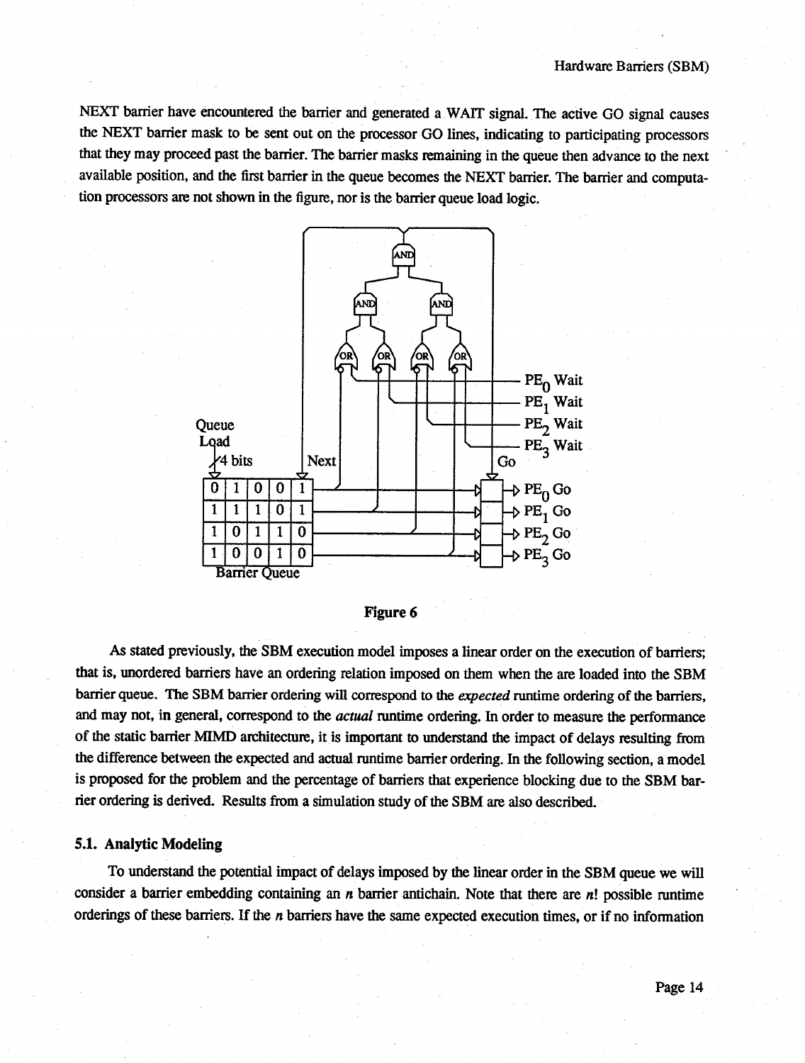NEXT barrier have encountered the barrier and generated a WAIT signal. The active GO signal causes the NEXT barrier mask to be sent out on the processor GO lines, indicating to participating processors that they may proceed past the barrier. The barrier masks remaining in the queue then advance to the next available position, and the first barrier in the queue becomes the NEXT barrier. The barrier and computation processors are not shown in the figure, nor is the barrier queue load logic.

**Figure 6**

As stated previously, the SBM execution model imposes a linear order on the execution of barriers; that is, unordered barriers have an ordering relation imposed on them when the are loaded into the SBM barrier queue. The SBM barrier ordering will correspond to the *expected* runtime ordering of the barriers, and may not, in general, correspond to the *actual* runtime ordering. In order to measure the performance of the static barrier MIMD architecture, it is important to understand the impact of delays resulting from the difference between the expected and actual runtime barrier ordering. In the following section, a model is proposed for the problem and the percentage of barriers that experience blocking due to the SBM barrier ordering is derived. Results from a simulation study of the SBM are also described.

### 5.1. Analytic Modeling

To understand the potential impact of delays imposed by the linear order in the SBM queue we will consider a barrier embedding containing an $n$ barrier antichain. Note that there are $n!$ possible runtime orderings of these barriers. If the $n$ barriers have the same expected execution times, or if no information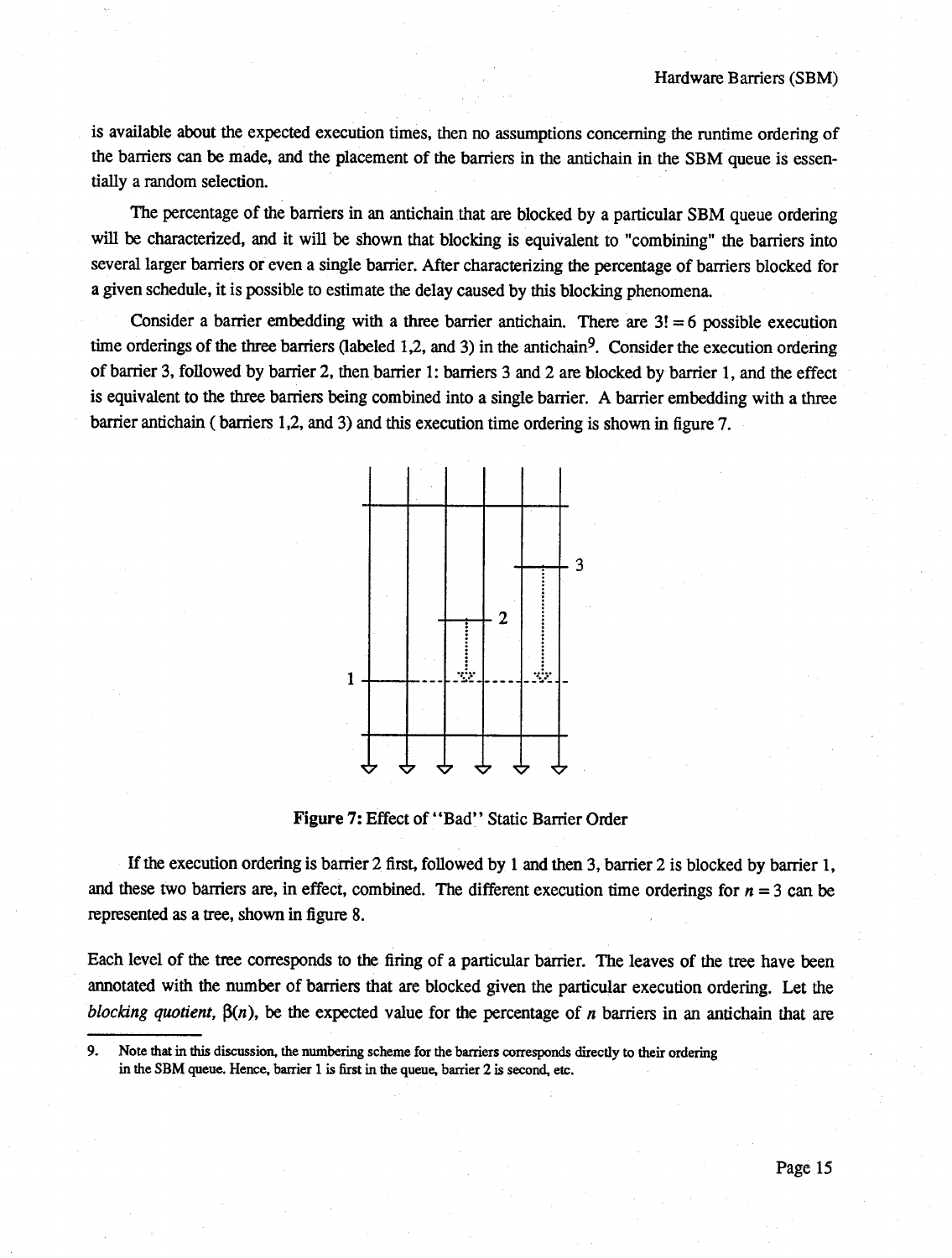is available about the expected execution times, then no assumptions concerning the runtime ordering of the barriers can be made, and the placement of the barriers in the antichain in the SBM queue is essentially a random selection.

The percentage of the barriers in an antichain that are blocked by a particular SBM queue ordering will be characterized, and it will be shown that blocking is equivalent to "combining" the barriers into several larger barriers or even a single barrier. After characterizing the percentage of barriers blocked for a given schedule, it is possible to estimate the delay caused by this blocking phenomena.

Consider a barrier embedding with a three barrier antichain. There are $3! = 6$ possible execution time orderings of the three barriers (labeled 1,2, and 3) in the antichain[9]. Consider the execution ordering of barrier 3, followed by barrier 2, then barrier 1: barriers 3 and 2 are blocked by barrier 1, and the effect is equivalent to the three barriers being combined into a single barrier. A barrier embedding with a three barrier antichain ( barriers 1,2, and 3) and this execution time ordering is shown in figure 7.

**Figure 7:** Effect of "Bad" Static Barrier Order

If the execution ordering is barrier 2 first, followed by 1 and then 3, barrier 2 is blocked by barrier 1, and these two barriers are, in effect, combined. The different execution time orderings for $n = 3$ can be represented as a tree, shown in figure 8.

Each level of the tree corresponds to the firing of a particular barrier. The leaves of the tree have been annotated with the number of barriers that are blocked given the particular execution ordering. Let the *blocking quotient*, $\beta(n)$, be the expected value for the percentage of $n$ barriers in an antichain that are

9. Note that in this discussion, the numbering scheme for the barriers corresponds directly to their ordering in the SBM queue. Hence, barrier 1 is first in the queue, barrier 2 is second, etc.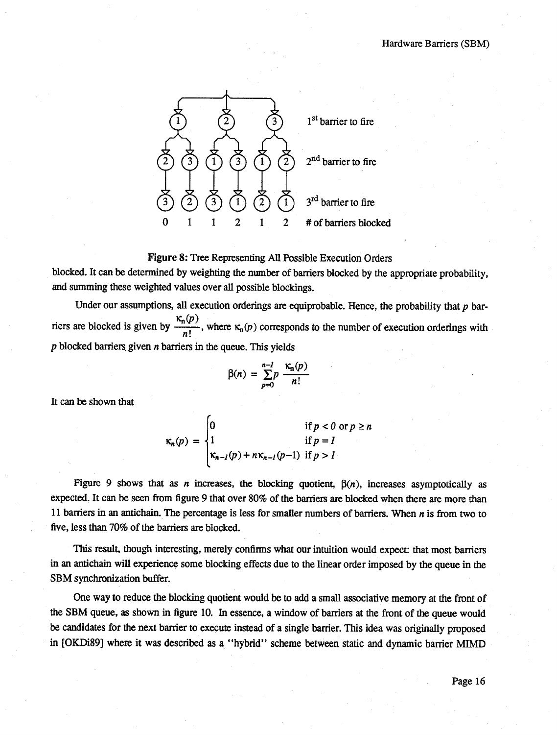**Figure 8:** Tree Representing All Possible Execution Orders

blocked. It can be determined by weighting the number of barriers blocked by the appropriate probability, and summing these weighted values over all possible blockings.

Under our assumptions, all execution orderings are equiprobable. Hence, the probability that $p$ barriers are blocked is given by $\frac{\kappa_n(p)}{n!}$, where $\kappa_n(p)$ corresponds to the number of execution orderings with $p$ blocked barriers given $n$ barriers in the queue. This yields

$$\beta(n) = \sum_{p=0}^{n-1} p \frac{\kappa_n(p)}{n!}$$

It can be shown that

$$\kappa_n(p) = \begin{cases} 0 & \text{if } p < 0 \text{ or } p \geq n \\ 1 & \text{if } p = 1 \\ \kappa_{n-1}(p) + n\kappa_{n-1}(p-1) & \text{if } p > 1 \end{cases}$$

Figure 9 shows that as $n$ increases, the blocking quotient, $\beta(n)$, increases asymptotically as expected. It can be seen from figure 9 that over 80% of the barriers are blocked when there are more than 11 barriers in an antichain. The percentage is less for smaller numbers of barriers. When $n$ is from two to five, less than 70% of the barriers are blocked.

This result, though interesting, merely confirms what our intuition would expect: that most barriers in an antichain will experience some blocking effects due to the linear order imposed by the queue in the SBM synchronization buffer.

One way to reduce the blocking quotient would be to add a small associative memory at the front of the SBM queue, as shown in figure 10. In essence, a window of barriers at the front of the queue would be candidates for the next barrier to execute instead of a single barrier. This idea was originally proposed in [OKDi89] where it was described as a "hybrid" scheme between static and dynamic barrier MIMD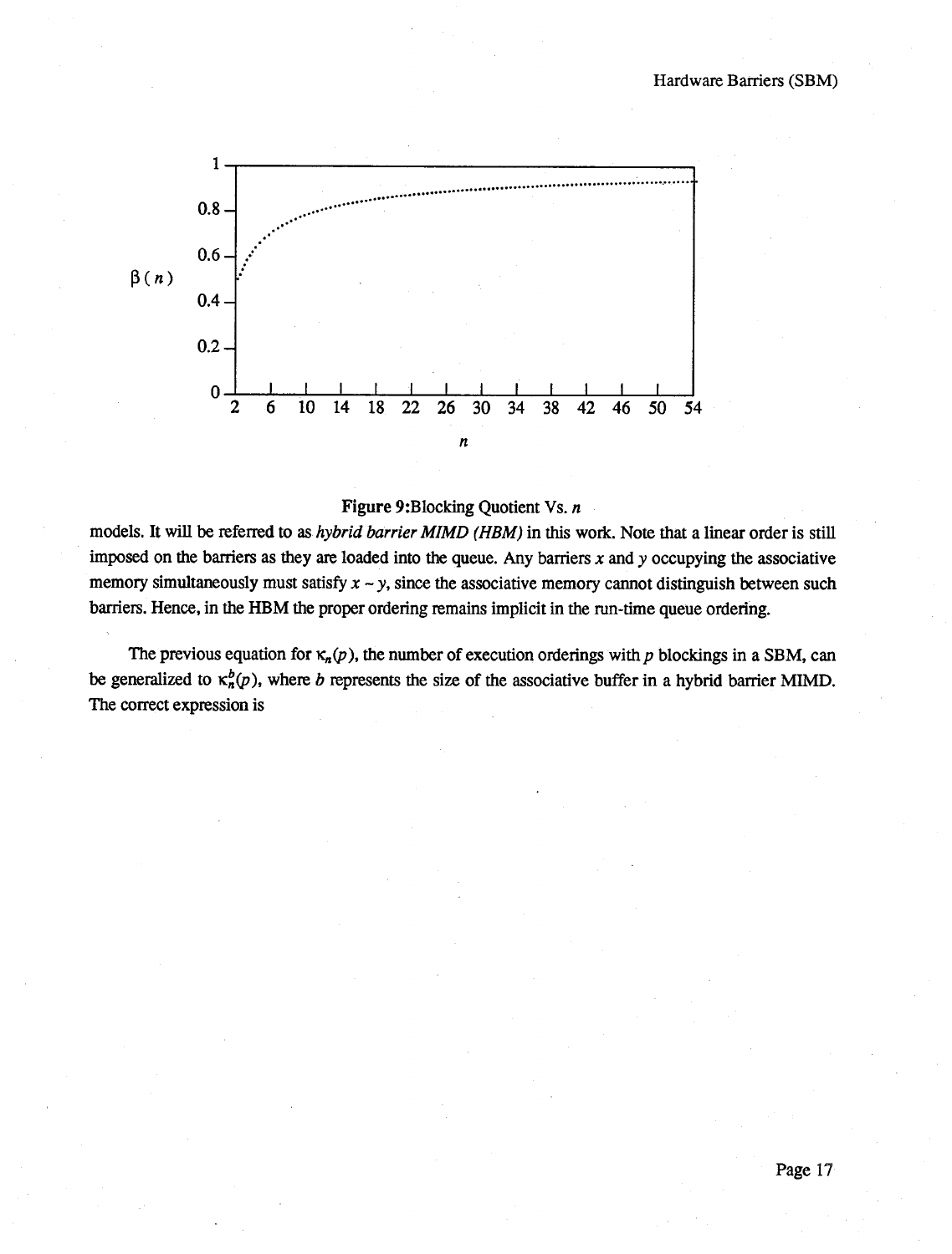Figure 9:Blocking Quotient Vs. $n$

models. It will be referred to as *hybrid barrier MIMD (HBM)* in this work. Note that a linear order is still imposed on the barriers as they are loaded into the queue. Any barriers $x$ and $y$ occupying the associative memory simultaneously must satisfy $x \sim y$, since the associative memory cannot distinguish between such barriers. Hence, in the HBM the proper ordering remains implicit in the run-time queue ordering.

The previous equation for $\kappa_n(p)$, the number of execution orderings with $p$ blockings in a SBM, can be generalized to $\kappa_n^b(p)$, where $b$ represents the size of the associative buffer in a hybrid barrier MIMD. The correct expression is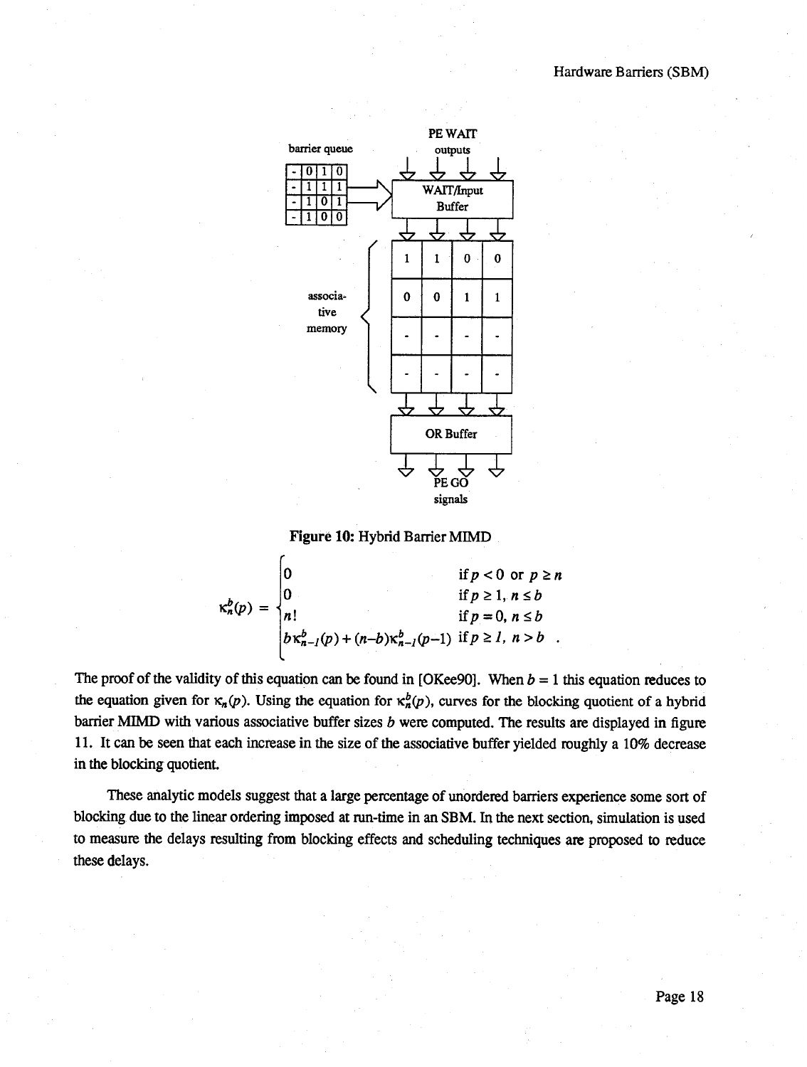**Figure 10:** Hybrid Barrier MIMD

$$
\kappa_n^b(p) = \begin{cases} 0 & \text{if } p < 0 \text{ or } p \geq n \\ 0 & \text{if } p \geq 1,\ n \leq b \\ n! & \text{if } p = 0,\ n \leq b \\ b\kappa_{n-1}^b(p) + (n-b)\kappa_{n-1}^b(p-1) & \text{if } p \geq 1,\ n > b \end{cases}
$$

The proof of the validity of this equation can be found in [OKee90]. When $b = 1$ this equation reduces to the equation given for $\kappa_n(p)$. Using the equation for $\kappa_n^b(p)$, curves for the blocking quotient of a hybrid barrier MIMD with various associative buffer sizes $b$ were computed. The results are displayed in figure 11. It can be seen that each increase in the size of the associative buffer yielded roughly a 10% decrease in the blocking quotient.

These analytic models suggest that a large percentage of unordered barriers experience some sort of blocking due to the linear ordering imposed at run-time in an SBM. In the next section, simulation is used to measure the delays resulting from blocking effects and scheduling techniques are proposed to reduce these delays.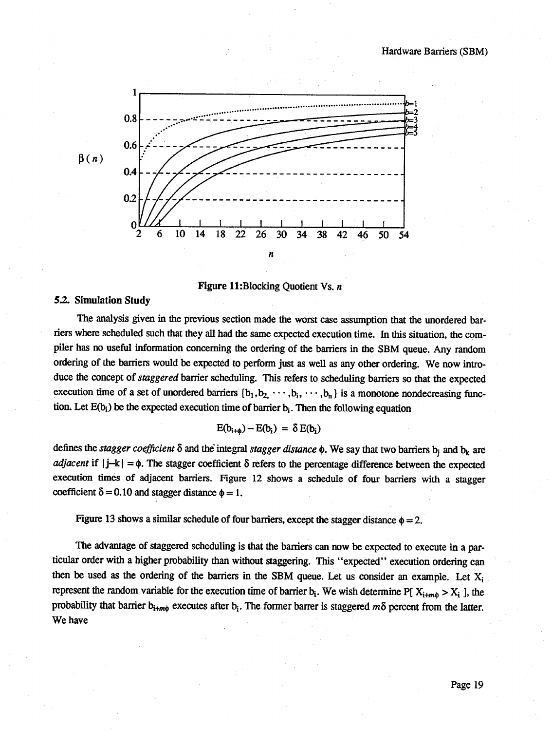Figure 11:Blocking Quotient Vs. $n$

### 5.2. Simulation Study

The analysis given in the previous section made the worst case assumption that the unordered barriers where scheduled such that they all had the same expected execution time. In this situation, the compiler has no useful information concerning the ordering of the barriers in the SBM queue. Any random ordering of the barriers would be expected to perform just as well as any other ordering. We now introduce the concept of *staggered* barrier scheduling. This refers to scheduling barriers so that the expected execution time of a set of unordered barriers $\{b_1, b_2, \cdots, b_i, \cdots, b_n\}$ is a monotone nondecreasing function. Let $E(b_i)$ be the expected execution time of barrier $b_i$. Then the following equation

$$E(b_{i+\phi}) - E(b_i) = \delta E(b_i)$$

defines the *stagger coefficient* $\delta$ and the integral *stagger distance* $\phi$. We say that two barriers $b_j$ and $b_k$ are *adjacent* if $|j-k| = \phi$. The stagger coefficient $\delta$ refers to the percentage difference between the expected execution times of adjacent barriers. Figure 12 shows a schedule of four barriers with a stagger coefficient $\delta = 0.10$ and stagger distance $\phi = 1$.

Figure 13 shows a similar schedule of four barriers, except the stagger distance $\phi = 2$.

The advantage of staggered scheduling is that the barriers can now be expected to execute in a particular order with a higher probability than without staggering. This "expected" execution ordering can then be used as the ordering of the barriers in the SBM queue. Let us consider an example. Let $X_i$ represent the random variable for the execution time of barrier $b_i$. We wish determine $P[\,X_{i+m\phi} > X_i\,]$, the probability that barrier $b_{i+m\phi}$ executes after $b_i$. The former barrer is staggered $m\delta$ percent from the latter. We have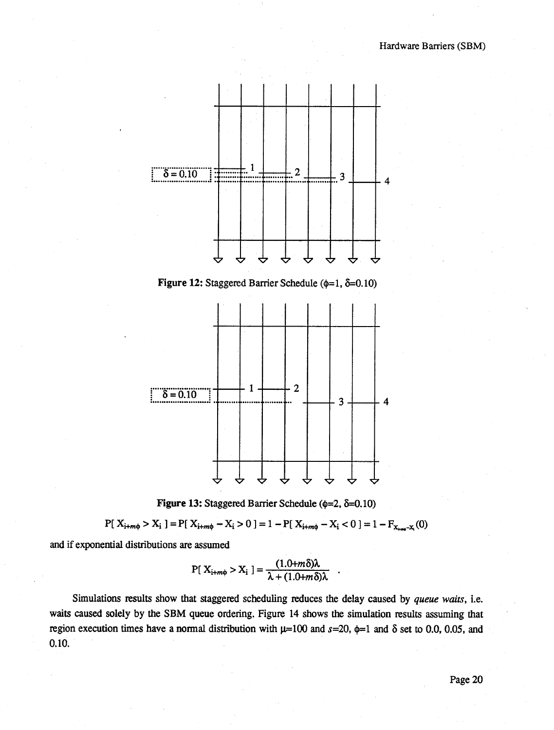**Figure 12:** Staggered Barrier Schedule ($\phi$=1, $\delta$=0.10)

**Figure 13:** Staggered Barrier Schedule ($\phi$=2, $\delta$=0.10)

$$P[\, X_{i+m\phi} > X_i \,] = P[\, X_{i+m\phi} - X_i > 0 \,] = 1 - P[\, X_{i+m\phi} - X_i < 0 \,] = 1 - F_{X_{i+m\phi} - X_i}(0)$$

and if exponential distributions are assumed

$$P[\, X_{i+m\phi} > X_i \,] = \frac{(1.0+m\delta)\lambda}{\lambda + (1.0+m\delta)\lambda} \quad .$$

Simulations results show that staggered scheduling reduces the delay caused by *queue waits*, i.e. waits caused solely by the SBM queue ordering. Figure 14 shows the simulation results assuming that region execution times have a normal distribution with $\mu$=100 and $s$=20, $\phi$=1 and $\delta$ set to 0.0, 0.05, and 0.10.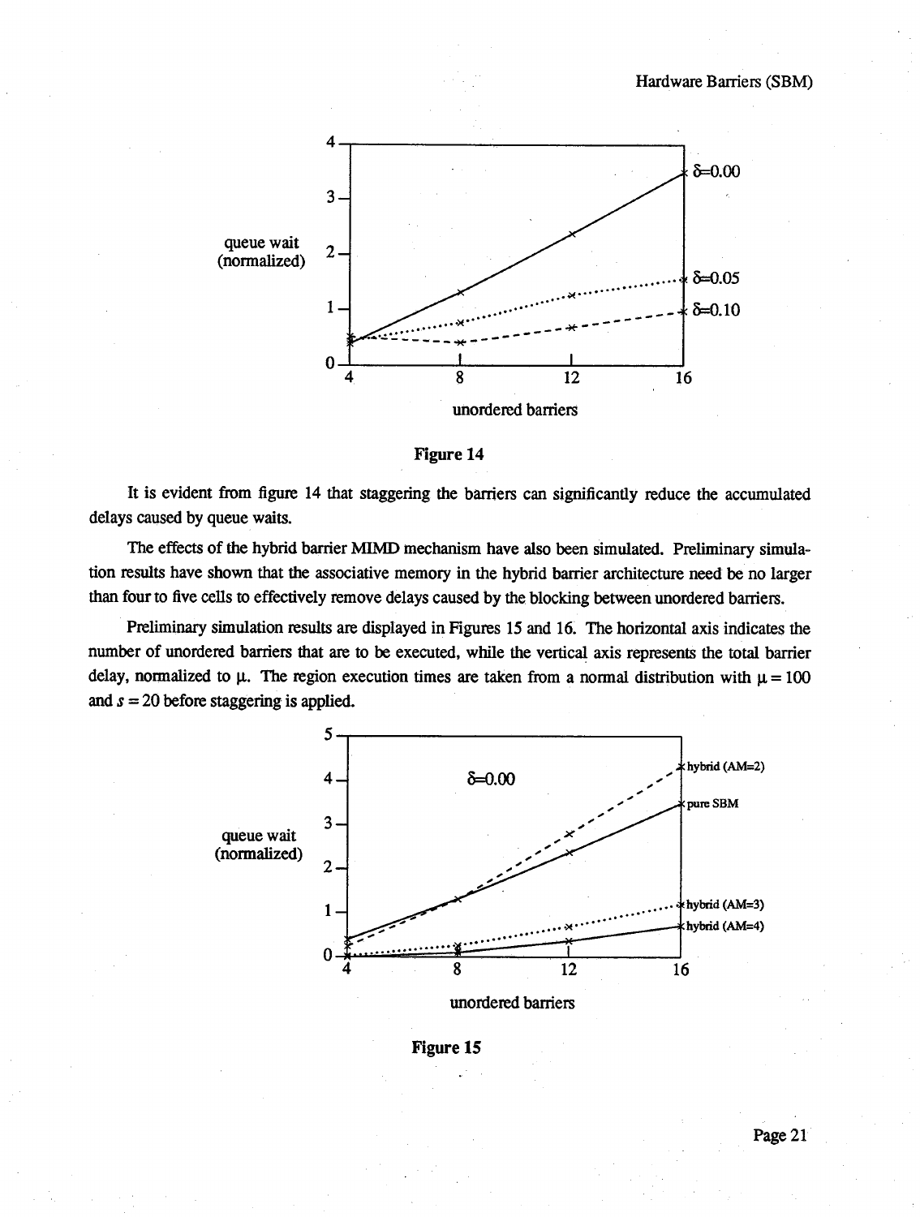**Figure 14**

It is evident from figure 14 that staggering the barriers can significantly reduce the accumulated delays caused by queue waits.

The effects of the hybrid barrier MIMD mechanism have also been simulated. Preliminary simulation results have shown that the associative memory in the hybrid barrier architecture need be no larger than four to five cells to effectively remove delays caused by the blocking between unordered barriers.

Preliminary simulation results are displayed in Figures 15 and 16. The horizontal axis indicates the number of unordered barriers that are to be executed, while the vertical axis represents the total barrier delay, normalized to $\mu$. The region execution times are taken from a normal distribution with $\mu = 100$ and $s = 20$ before staggering is applied.

**Figure 15**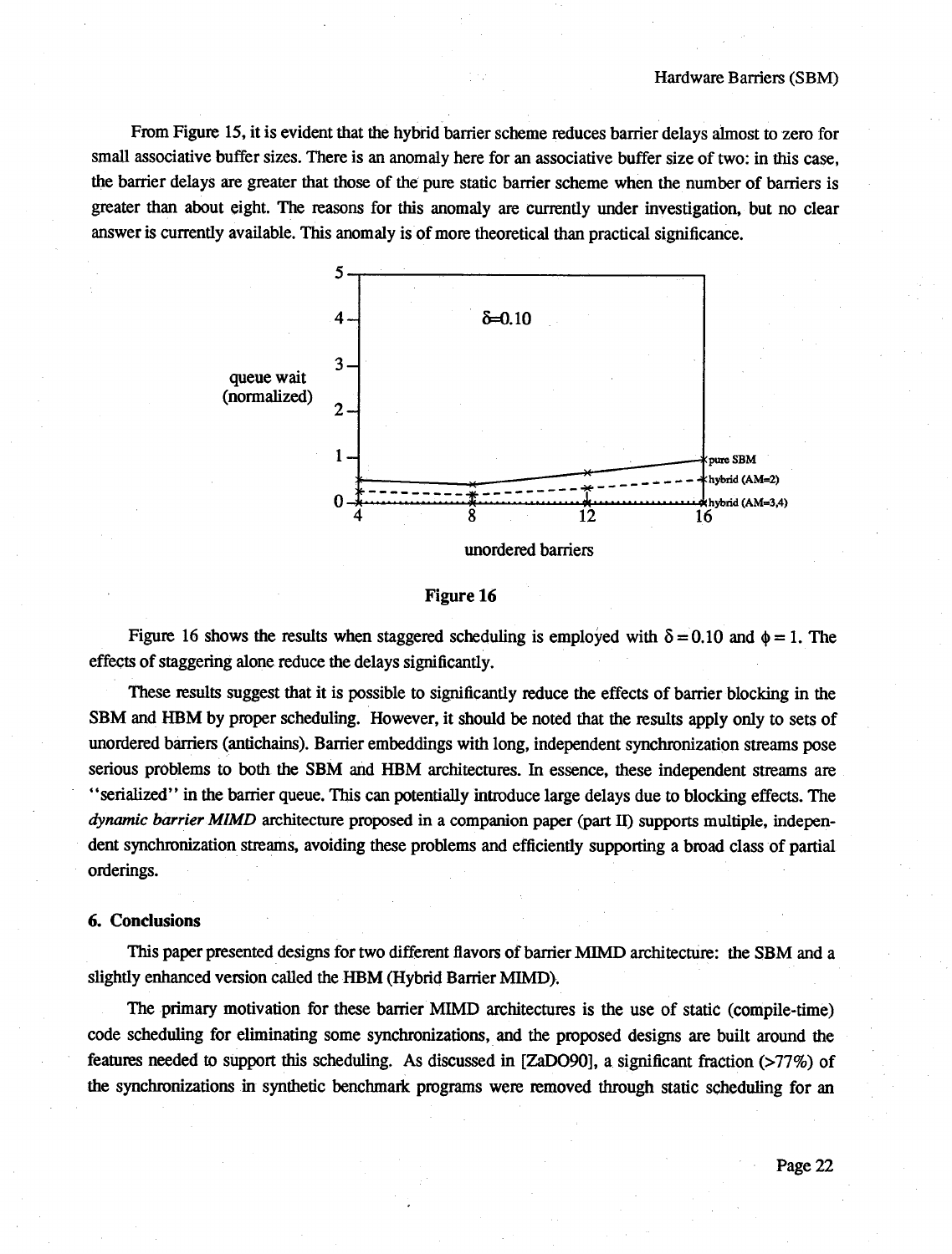From Figure 15, it is evident that the hybrid barrier scheme reduces barrier delays almost to zero for small associative buffer sizes. There is an anomaly here for an associative buffer size of two: in this case, the barrier delays are greater that those of the pure static barrier scheme when the number of barriers is greater than about eight. The reasons for this anomaly are currently under investigation, but no clear answer is currently available. This anomaly is of more theoretical than practical significance.

**Figure 16**

Figure 16 shows the results when staggered scheduling is employed with $\delta = 0.10$ and $\phi = 1$. The effects of staggering alone reduce the delays significantly.

These results suggest that it is possible to significantly reduce the effects of barrier blocking in the SBM and HBM by proper scheduling. However, it should be noted that the results apply only to sets of unordered barriers (antichains). Barrier embeddings with long, independent synchronization streams pose serious problems to both the SBM and HBM architectures. In essence, these independent streams are "serialized" in the barrier queue. This can potentially introduce large delays due to blocking effects. The *dynamic barrier MIMD* architecture proposed in a companion paper (part II) supports multiple, independent synchronization streams, avoiding these problems and efficiently supporting a broad class of partial orderings.

## 6. Conclusions

This paper presented designs for two different flavors of barrier MIMD architecture: the SBM and a slightly enhanced version called the HBM (Hybrid Barrier MIMD).

The primary motivation for these barrier MIMD architectures is the use of static (compile-time) code scheduling for eliminating some synchronizations, and the proposed designs are built around the features needed to support this scheduling. As discussed in [ZaDO90], a significant fraction (>77%) of the synchronizations in synthetic benchmark programs were removed through static scheduling for an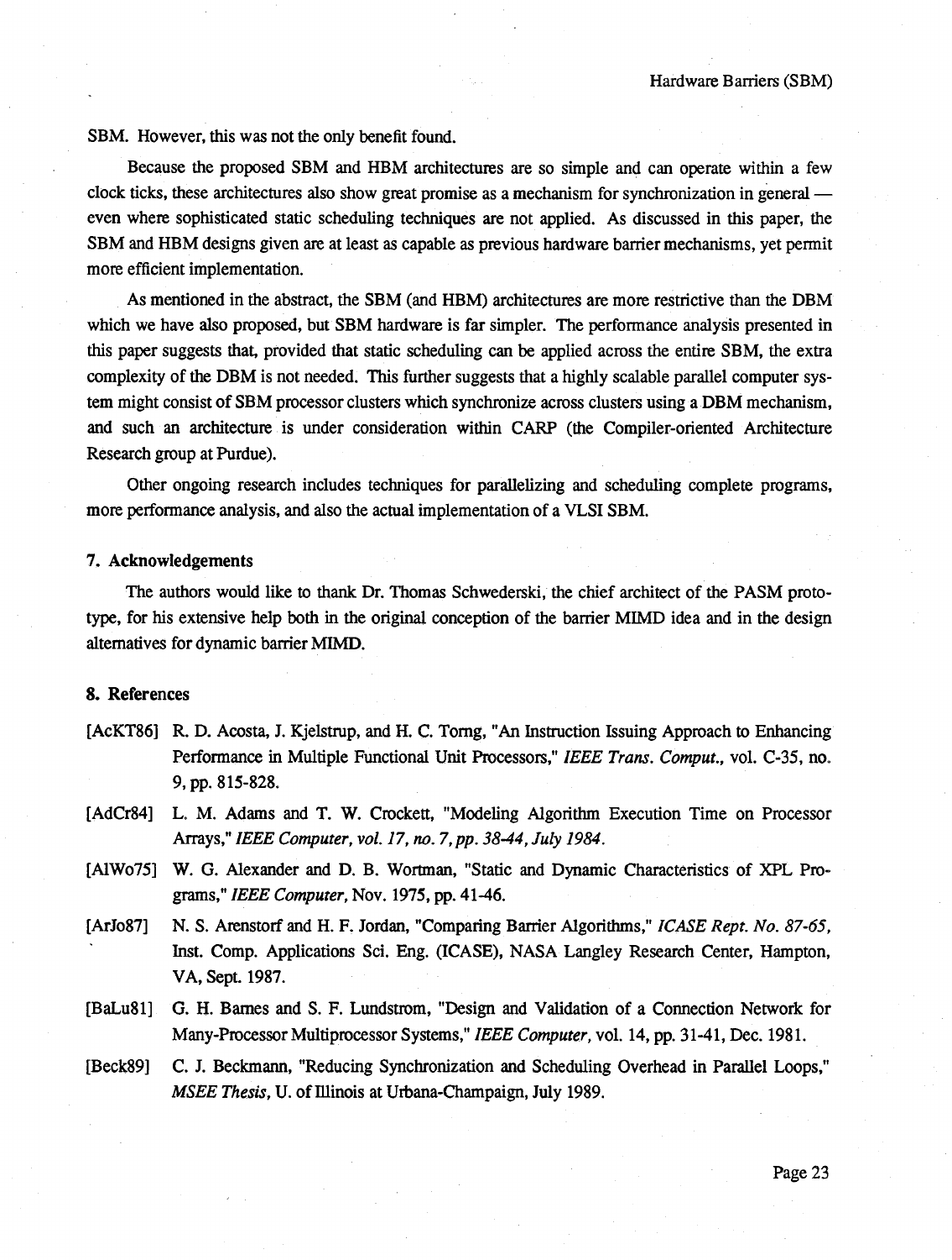SBM. However, this was not the only benefit found.

Because the proposed SBM and HBM architectures are so simple and can operate within a few clock ticks, these architectures also show great promise as a mechanism for synchronization in general — even where sophisticated static scheduling techniques are not applied. As discussed in this paper, the SBM and HBM designs given are at least as capable as previous hardware barrier mechanisms, yet permit more efficient implementation.

As mentioned in the abstract, the SBM (and HBM) architectures are more restrictive than the DBM which we have also proposed, but SBM hardware is far simpler. The performance analysis presented in this paper suggests that, provided that static scheduling can be applied across the entire SBM, the extra complexity of the DBM is not needed. This further suggests that a highly scalable parallel computer system might consist of SBM processor clusters which synchronize across clusters using a DBM mechanism, and such an architecture is under consideration within CARP (the Compiler-oriented Architecture Research group at Purdue).

Other ongoing research includes techniques for parallelizing and scheduling complete programs, more performance analysis, and also the actual implementation of a VLSI SBM.

## 7. Acknowledgements

The authors would like to thank Dr. Thomas Schwederski, the chief architect of the PASM prototype, for his extensive help both in the original conception of the barrier MIMD idea and in the design alternatives for dynamic barrier MIMD.

## 8. References

[AcKT86] R. D. Acosta, J. Kjelstrup, and H. C. Torng, "An Instruction Issuing Approach to Enhancing Performance in Multiple Functional Unit Processors," *IEEE Trans. Comput.*, vol. C-35, no. 9, pp. 815-828.

[AdCr84] L. M. Adams and T. W. Crockett, "Modeling Algorithm Execution Time on Processor Arrays," *IEEE Computer, vol. 17, no. 7, pp. 38-44, July 1984.*

[AlWo75] W. G. Alexander and D. B. Wortman, "Static and Dynamic Characteristics of XPL Programs," *IEEE Computer*, Nov. 1975, pp. 41-46.

[ArJo87] N. S. Arenstorf and H. F. Jordan, "Comparing Barrier Algorithms," *ICASE Rept. No. 87-65*, Inst. Comp. Applications Sci. Eng. (ICASE), NASA Langley Research Center, Hampton, VA, Sept. 1987.

[BaLu81] G. H. Barnes and S. F. Lundstrom, "Design and Validation of a Connection Network for Many-Processor Multiprocessor Systems," *IEEE Computer*, vol. 14, pp. 31-41, Dec. 1981.

[Beck89] C. J. Beckmann, "Reducing Synchronization and Scheduling Overhead in Parallel Loops," *MSEE Thesis*, U. of Illinois at Urbana-Champaign, July 1989.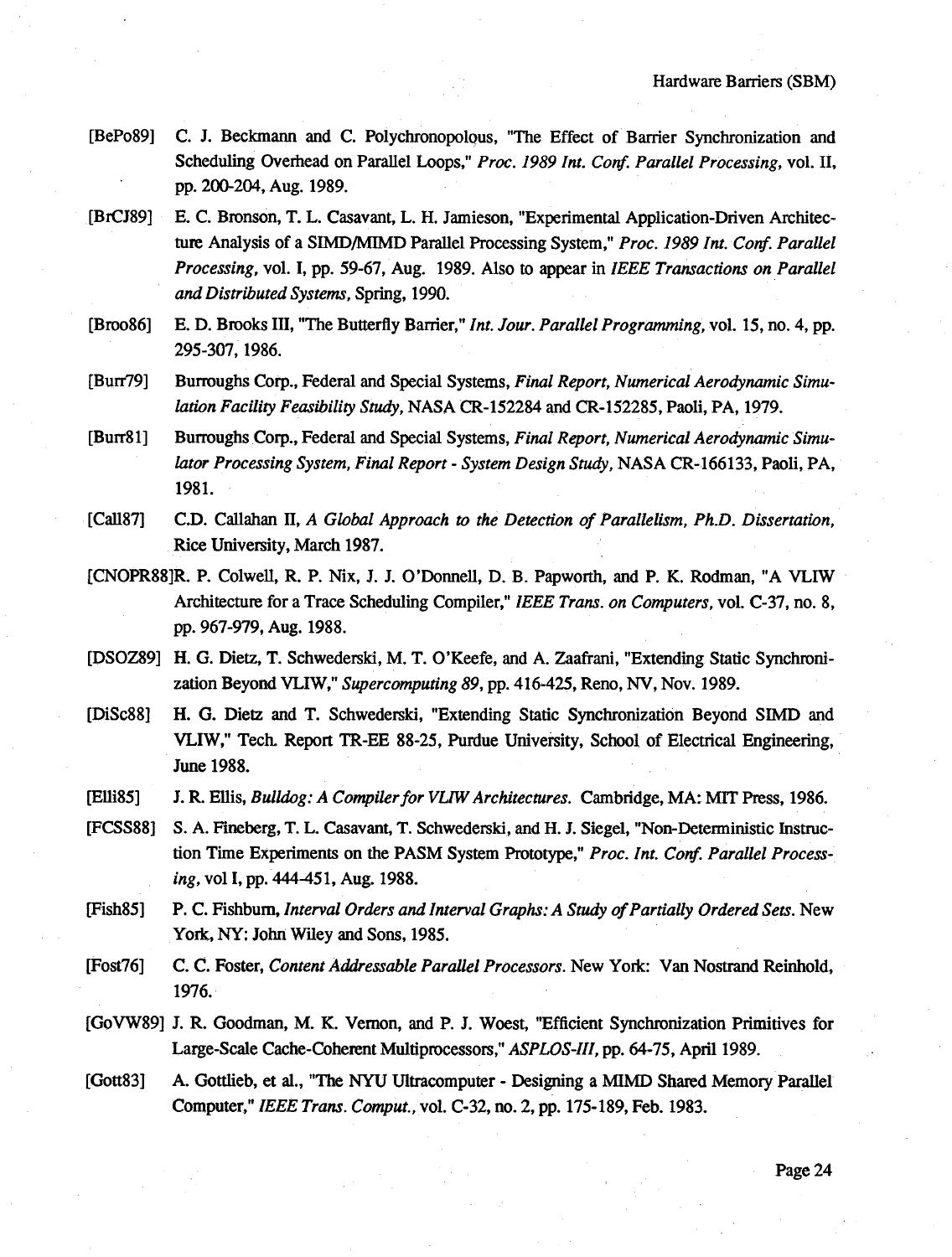[BePo89] C. J. Beckmann and C. Polychronopolous, "The Effect of Barrier Synchronization and Scheduling Overhead on Parallel Loops," *Proc. 1989 Int. Conf. Parallel Processing*, vol. II, pp. 200-204, Aug. 1989.

[BrCJ89] E. C. Bronson, T. L. Casavant, L. H. Jamieson, "Experimental Application-Driven Architecture Analysis of a SIMD/MIMD Parallel Processing System," *Proc. 1989 Int. Conf. Parallel Processing*, vol. I, pp. 59-67, Aug. 1989. Also to appear in *IEEE Transactions on Parallel and Distributed Systems*, Spring, 1990.

[Broo86] E. D. Brooks III, "The Butterfly Barrier," *Int. Jour. Parallel Programming*, vol. 15, no. 4, pp. 295-307, 1986.

[Burr79] Burroughs Corp., Federal and Special Systems, *Final Report, Numerical Aerodynamic Simulation Facility Feasibility Study*, NASA CR-152284 and CR-152285, Paoli, PA, 1979.

[Burr81] Burroughs Corp., Federal and Special Systems, *Final Report, Numerical Aerodynamic Simulator Processing System, Final Report - System Design Study*, NASA CR-166133, Paoli, PA, 1981.

[Call87] C.D. Callahan II, *A Global Approach to the Detection of Parallelism, Ph.D. Dissertation*, Rice University, March 1987.

[CNOPR88] R. P. Colwell, R. P. Nix, J. J. O'Donnell, D. B. Papworth, and P. K. Rodman, "A VLIW Architecture for a Trace Scheduling Compiler," *IEEE Trans. on Computers*, vol. C-37, no. 8, pp. 967-979, Aug. 1988.

[DSOZ89] H. G. Dietz, T. Schwederski, M. T. O'Keefe, and A. Zaafrani, "Extending Static Synchronization Beyond VLIW," *Supercomputing 89*, pp. 416-425, Reno, NV, Nov. 1989.

[DiSc88] H. G. Dietz and T. Schwederski, "Extending Static Synchronization Beyond SIMD and VLIW," Tech. Report TR-EE 88-25, Purdue University, School of Electrical Engineering, June 1988.

[Elli85] J. R. Ellis, *Bulldog: A Compiler for VLIW Architectures*. Cambridge, MA: MIT Press, 1986.

[FCSS88] S. A. Fineberg, T. L. Casavant, T. Schwederski, and H. J. Siegel, "Non-Deterministic Instruction Time Experiments on the PASM System Prototype," *Proc. Int. Conf. Parallel Processing*, vol I, pp. 444-451, Aug. 1988.

[Fish85] P. C. Fishburn, *Interval Orders and Interval Graphs: A Study of Partially Ordered Sets*. New York, NY: John Wiley and Sons, 1985.

[Fost76] C. C. Foster, *Content Addressable Parallel Processors*. New York: Van Nostrand Reinhold, 1976.

[GoVW89] J. R. Goodman, M. K. Vernon, and P. J. Woest, "Efficient Synchronization Primitives for Large-Scale Cache-Coherent Multiprocessors," *ASPLOS-III*, pp. 64-75, April 1989.

[Gott83] A. Gottlieb, et al., "The NYU Ultracomputer - Designing a MIMD Shared Memory Parallel Computer," *IEEE Trans. Comput.*, vol. C-32, no. 2, pp. 175-189, Feb. 1983.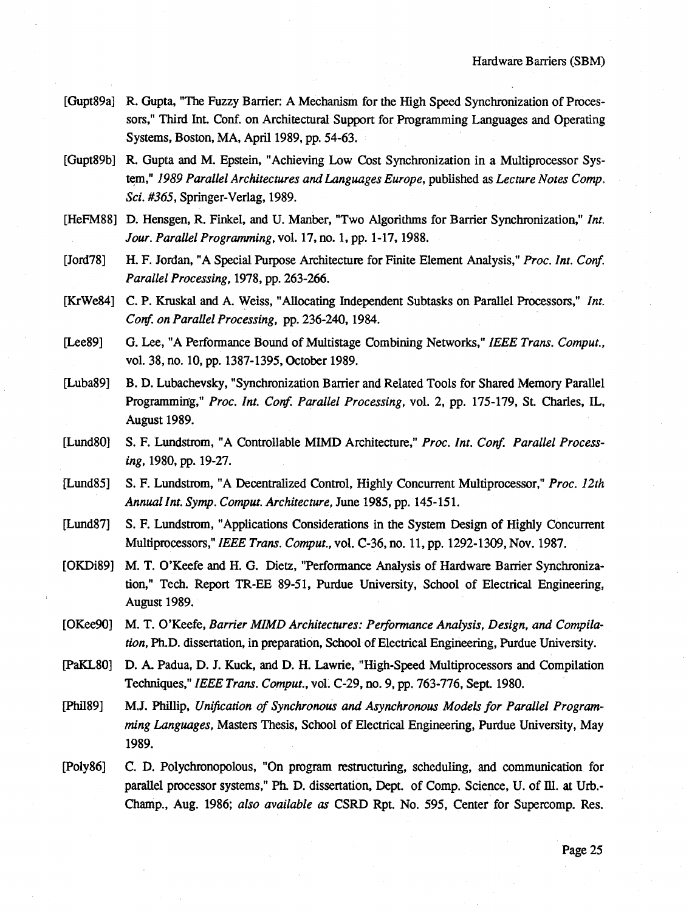[Gupt89a] R. Gupta, "The Fuzzy Barrier: A Mechanism for the High Speed Synchronization of Processors," Third Int. Conf. on Architectural Support for Programming Languages and Operating Systems, Boston, MA, April 1989, pp. 54-63.

[Gupt89b] R. Gupta and M. Epstein, "Achieving Low Cost Synchronization in a Multiprocessor System," *1989 Parallel Architectures and Languages Europe*, published as *Lecture Notes Comp. Sci. #365*, Springer-Verlag, 1989.

[HeFM88] D. Hensgen, R. Finkel, and U. Manber, "Two Algorithms for Barrier Synchronization," *Int. Jour. Parallel Programming*, vol. 17, no. 1, pp. 1-17, 1988.

[Jord78] H. F. Jordan, "A Special Purpose Architecture for Finite Element Analysis," *Proc. Int. Conf. Parallel Processing*, 1978, pp. 263-266.

[KrWe84] C. P. Kruskal and A. Weiss, "Allocating Independent Subtasks on Parallel Processors," *Int. Conf. on Parallel Processing*, pp. 236-240, 1984.

[Lee89] G. Lee, "A Performance Bound of Multistage Combining Networks," *IEEE Trans. Comput.*, vol. 38, no. 10, pp. 1387-1395, October 1989.

[Luba89] B. D. Lubachevsky, "Synchronization Barrier and Related Tools for Shared Memory Parallel Programming," *Proc. Int. Conf. Parallel Processing*, vol. 2, pp. 175-179, St. Charles, IL, August 1989.

[Lund80] S. F. Lundstrom, "A Controllable MIMD Architecture," *Proc. Int. Conf. Parallel Processing*, 1980, pp. 19-27.

[Lund85] S. F. Lundstrom, "A Decentralized Control, Highly Concurrent Multiprocessor," *Proc. 12th Annual Int. Symp. Comput. Architecture*, June 1985, pp. 145-151.

[Lund87] S. F. Lundstrom, "Applications Considerations in the System Design of Highly Concurrent Multiprocessors," *IEEE Trans. Comput.*, vol. C-36, no. 11, pp. 1292-1309, Nov. 1987.

[OKDi89] M. T. O'Keefe and H. G. Dietz, "Performance Analysis of Hardware Barrier Synchronization," Tech. Report TR-EE 89-51, Purdue University, School of Electrical Engineering, August 1989.

[OKee90] M. T. O'Keefe, *Barrier MIMD Architectures: Performance Analysis, Design, and Compilation*, Ph.D. dissertation, in preparation, School of Electrical Engineering, Purdue University.

[PaKL80] D. A. Padua, D. J. Kuck, and D. H. Lawrie, "High-Speed Multiprocessors and Compilation Techniques," *IEEE Trans. Comput.*, vol. C-29, no. 9, pp. 763-776, Sept. 1980.

[Phil89] M.J. Phillip, *Unification of Synchronous and Asynchronous Models for Parallel Programming Languages*, Masters Thesis, School of Electrical Engineering, Purdue University, May 1989.

[Poly86] C. D. Polychronopolous, "On program restructuring, scheduling, and communication for parallel processor systems," Ph. D. dissertation, Dept. of Comp. Science, U. of Ill. at Urb.-Champ., Aug. 1986; *also available as* CSRD Rpt. No. 595, Center for Supercomp. Res.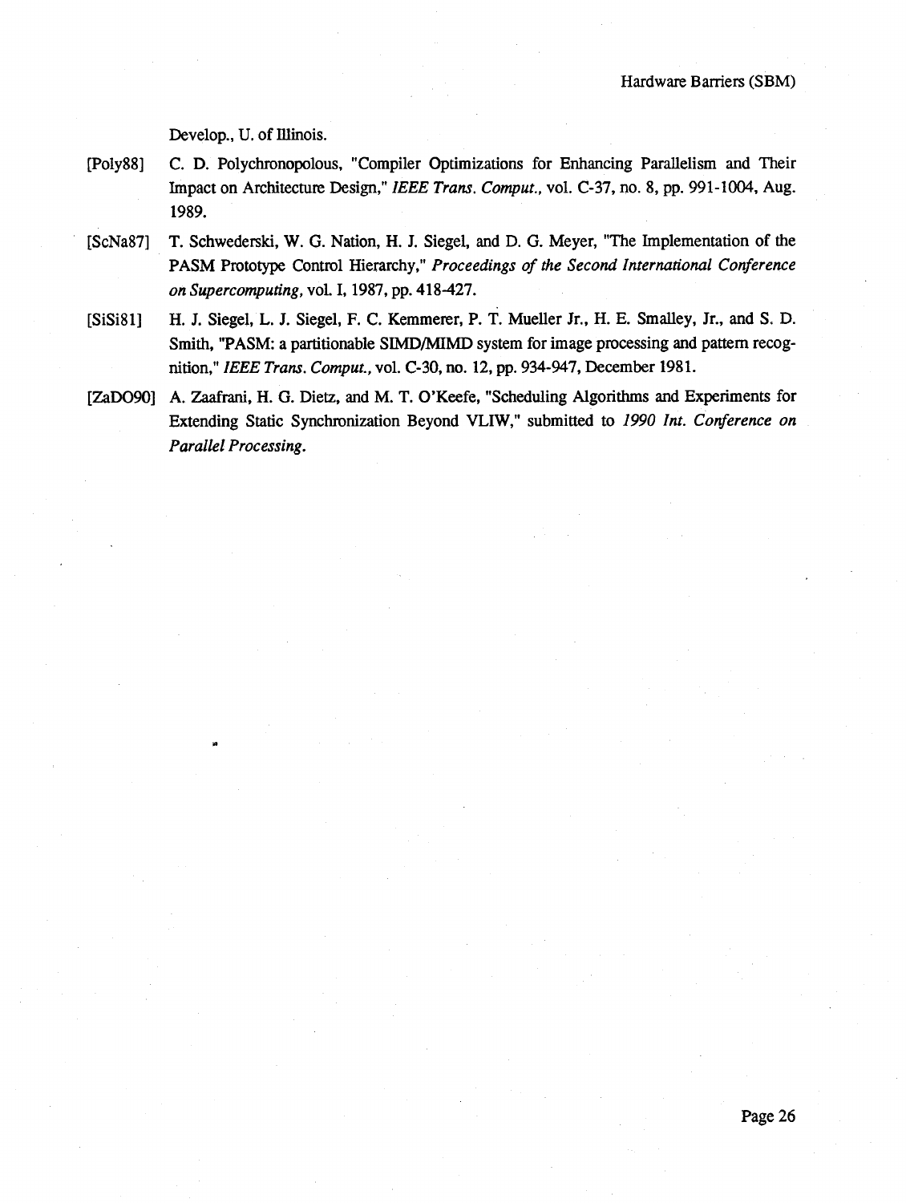Develop., U. of Illinois.

[Poly88] C. D. Polychronopolous, "Compiler Optimizations for Enhancing Parallelism and Their Impact on Architecture Design," *IEEE Trans. Comput.*, vol. C-37, no. 8, pp. 991-1004, Aug. 1989.

[ScNa87] T. Schwederski, W. G. Nation, H. J. Siegel, and D. G. Meyer, "The Implementation of the PASM Prototype Control Hierarchy," *Proceedings of the Second International Conference on Supercomputing*, vol. I, 1987, pp. 418-427.

[SiSi81] H. J. Siegel, L. J. Siegel, F. C. Kemmerer, P. T. Mueller Jr., H. E. Smalley, Jr., and S. D. Smith, "PASM: a partitionable SIMD/MIMD system for image processing and pattern recognition," *IEEE Trans. Comput.*, vol. C-30, no. 12, pp. 934-947, December 1981.

[ZaDO90] A. Zaafrani, H. G. Dietz, and M. T. O'Keefe, "Scheduling Algorithms and Experiments for Extending Static Synchronization Beyond VLIW," submitted to *1990 Int. Conference on Parallel Processing*.